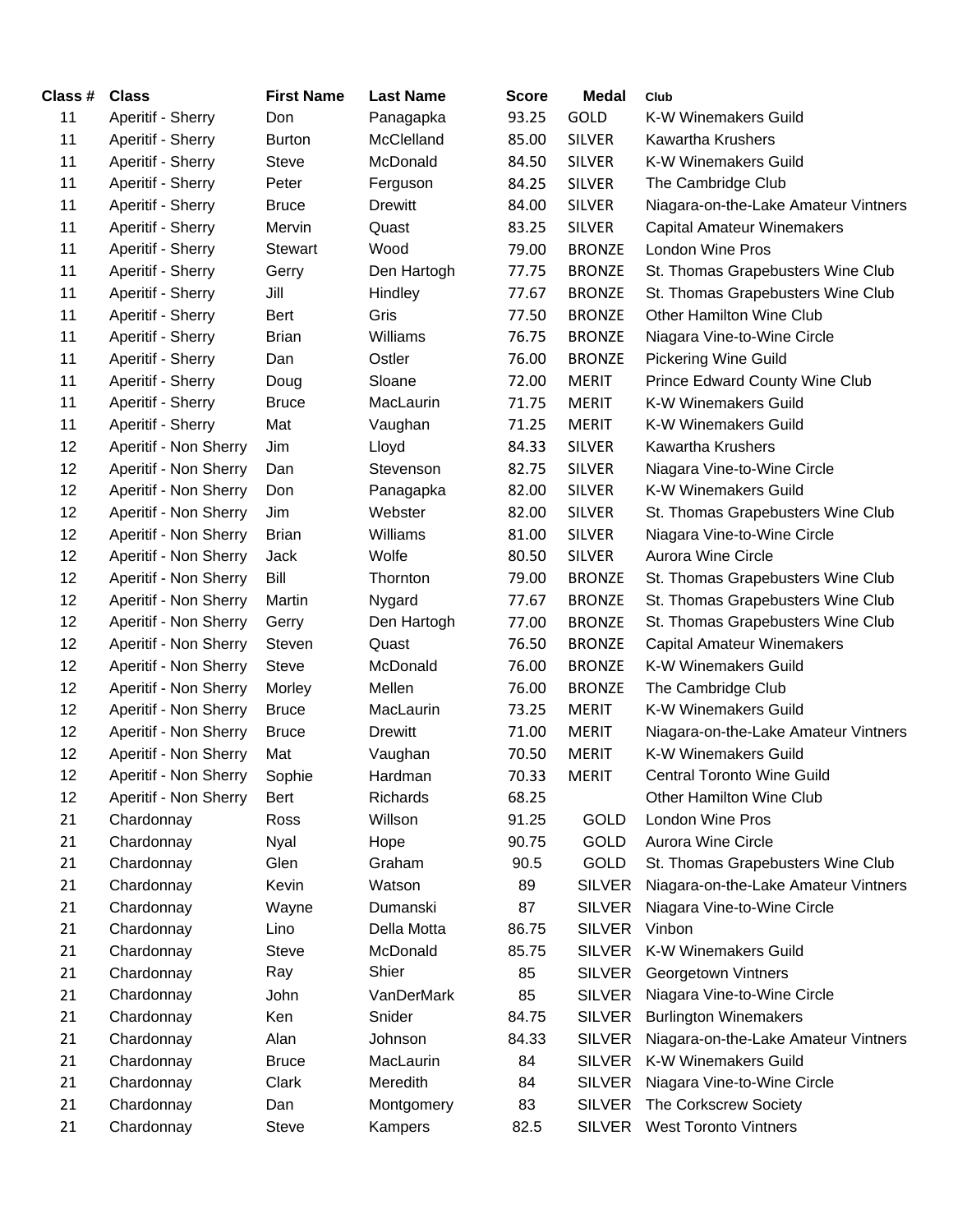| Class # | Class | First Name | Last Name | Score | Medal | Club |
|---|---|---|---|---|---|---|
| 11 | Aperitif - Sherry | Don | Panagapka | 93.25 | GOLD | K-W Winemakers Guild |
| 11 | Aperitif - Sherry | Burton | McClelland | 85.00 | SILVER | Kawartha Krushers |
| 11 | Aperitif - Sherry | Steve | McDonald | 84.50 | SILVER | K-W Winemakers Guild |
| 11 | Aperitif - Sherry | Peter | Ferguson | 84.25 | SILVER | The Cambridge Club |
| 11 | Aperitif - Sherry | Bruce | Drewitt | 84.00 | SILVER | Niagara-on-the-Lake Amateur Vintners |
| 11 | Aperitif - Sherry | Mervin | Quast | 83.25 | SILVER | Capital Amateur Winemakers |
| 11 | Aperitif - Sherry | Stewart | Wood | 79.00 | BRONZE | London Wine Pros |
| 11 | Aperitif - Sherry | Gerry | Den Hartogh | 77.75 | BRONZE | St. Thomas Grapebusters Wine Club |
| 11 | Aperitif - Sherry | Jill | Hindley | 77.67 | BRONZE | St. Thomas Grapebusters Wine Club |
| 11 | Aperitif - Sherry | Bert | Gris | 77.50 | BRONZE | Other Hamilton Wine Club |
| 11 | Aperitif - Sherry | Brian | Williams | 76.75 | BRONZE | Niagara Vine-to-Wine Circle |
| 11 | Aperitif - Sherry | Dan | Ostler | 76.00 | BRONZE | Pickering Wine Guild |
| 11 | Aperitif - Sherry | Doug | Sloane | 72.00 | MERIT | Prince Edward County Wine Club |
| 11 | Aperitif - Sherry | Bruce | MacLaurin | 71.75 | MERIT | K-W Winemakers Guild |
| 11 | Aperitif - Sherry | Mat | Vaughan | 71.25 | MERIT | K-W Winemakers Guild |
| 12 | Aperitif - Non Sherry | Jim | Lloyd | 84.33 | SILVER | Kawartha Krushers |
| 12 | Aperitif - Non Sherry | Dan | Stevenson | 82.75 | SILVER | Niagara Vine-to-Wine Circle |
| 12 | Aperitif - Non Sherry | Don | Panagapka | 82.00 | SILVER | K-W Winemakers Guild |
| 12 | Aperitif - Non Sherry | Jim | Webster | 82.00 | SILVER | St. Thomas Grapebusters Wine Club |
| 12 | Aperitif - Non Sherry | Brian | Williams | 81.00 | SILVER | Niagara Vine-to-Wine Circle |
| 12 | Aperitif - Non Sherry | Jack | Wolfe | 80.50 | SILVER | Aurora Wine Circle |
| 12 | Aperitif - Non Sherry | Bill | Thornton | 79.00 | BRONZE | St. Thomas Grapebusters Wine Club |
| 12 | Aperitif - Non Sherry | Martin | Nygard | 77.67 | BRONZE | St. Thomas Grapebusters Wine Club |
| 12 | Aperitif - Non Sherry | Gerry | Den Hartogh | 77.00 | BRONZE | St. Thomas Grapebusters Wine Club |
| 12 | Aperitif - Non Sherry | Steven | Quast | 76.50 | BRONZE | Capital Amateur Winemakers |
| 12 | Aperitif - Non Sherry | Steve | McDonald | 76.00 | BRONZE | K-W Winemakers Guild |
| 12 | Aperitif - Non Sherry | Morley | Mellen | 76.00 | BRONZE | The Cambridge Club |
| 12 | Aperitif - Non Sherry | Bruce | MacLaurin | 73.25 | MERIT | K-W Winemakers Guild |
| 12 | Aperitif - Non Sherry | Bruce | Drewitt | 71.00 | MERIT | Niagara-on-the-Lake Amateur Vintners |
| 12 | Aperitif - Non Sherry | Mat | Vaughan | 70.50 | MERIT | K-W Winemakers Guild |
| 12 | Aperitif - Non Sherry | Sophie | Hardman | 70.33 | MERIT | Central Toronto Wine Guild |
| 12 | Aperitif - Non Sherry | Bert | Richards | 68.25 | | Other Hamilton Wine Club |
| 21 | Chardonnay | Ross | Willson | 91.25 | GOLD | London Wine Pros |
| 21 | Chardonnay | Nyal | Hope | 90.75 | GOLD | Aurora Wine Circle |
| 21 | Chardonnay | Glen | Graham | 90.5 | GOLD | St. Thomas Grapebusters Wine Club |
| 21 | Chardonnay | Kevin | Watson | 89 | SILVER | Niagara-on-the-Lake Amateur Vintners |
| 21 | Chardonnay | Wayne | Dumanski | 87 | SILVER | Niagara Vine-to-Wine Circle |
| 21 | Chardonnay | Lino | Della Motta | 86.75 | SILVER | Vinbon |
| 21 | Chardonnay | Steve | McDonald | 85.75 | SILVER | K-W Winemakers Guild |
| 21 | Chardonnay | Ray | Shier | 85 | SILVER | Georgetown Vintners |
| 21 | Chardonnay | John | VanDerMark | 85 | SILVER | Niagara Vine-to-Wine Circle |
| 21 | Chardonnay | Ken | Snider | 84.75 | SILVER | Burlington Winemakers |
| 21 | Chardonnay | Alan | Johnson | 84.33 | SILVER | Niagara-on-the-Lake Amateur Vintners |
| 21 | Chardonnay | Bruce | MacLaurin | 84 | SILVER | K-W Winemakers Guild |
| 21 | Chardonnay | Clark | Meredith | 84 | SILVER | Niagara Vine-to-Wine Circle |
| 21 | Chardonnay | Dan | Montgomery | 83 | SILVER | The Corkscrew Society |
| 21 | Chardonnay | Steve | Kampers | 82.5 | SILVER | West Toronto Vintners |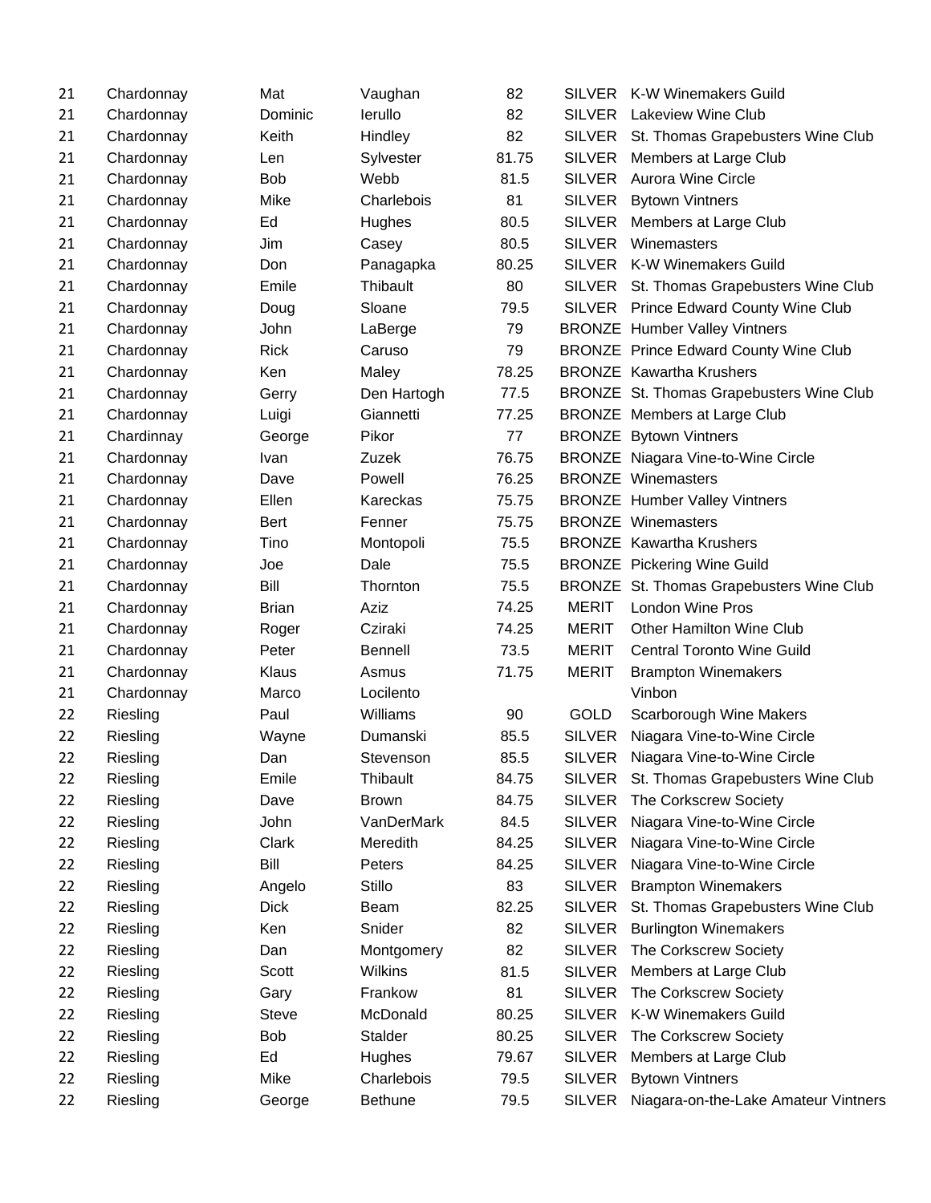| | | | | | | |
|---|---|---|---|---|---|---|
| 21 | Chardonnay | Mat | Vaughan | 82 | SILVER | K-W Winemakers Guild |
| 21 | Chardonnay | Dominic | Ierullo | 82 | SILVER | Lakeview Wine Club |
| 21 | Chardonnay | Keith | Hindley | 82 | SILVER | St. Thomas Grapebusters Wine Club |
| 21 | Chardonnay | Len | Sylvester | 81.75 | SILVER | Members at Large Club |
| 21 | Chardonnay | Bob | Webb | 81.5 | SILVER | Aurora Wine Circle |
| 21 | Chardonnay | Mike | Charlebois | 81 | SILVER | Bytown Vintners |
| 21 | Chardonnay | Ed | Hughes | 80.5 | SILVER | Members at Large Club |
| 21 | Chardonnay | Jim | Casey | 80.5 | SILVER | Winemasters |
| 21 | Chardonnay | Don | Panagapka | 80.25 | SILVER | K-W Winemakers Guild |
| 21 | Chardonnay | Emile | Thibault | 80 | SILVER | St. Thomas Grapebusters Wine Club |
| 21 | Chardonnay | Doug | Sloane | 79.5 | SILVER | Prince Edward County Wine Club |
| 21 | Chardonnay | John | LaBerge | 79 | BRONZE | Humber Valley Vintners |
| 21 | Chardonnay | Rick | Caruso | 79 | BRONZE | Prince Edward County Wine Club |
| 21 | Chardonnay | Ken | Maley | 78.25 | BRONZE | Kawartha Krushers |
| 21 | Chardonnay | Gerry | Den Hartogh | 77.5 | BRONZE | St. Thomas Grapebusters Wine Club |
| 21 | Chardonnay | Luigi | Giannetti | 77.25 | BRONZE | Members at Large Club |
| 21 | Chardinnay | George | Pikor | 77 | BRONZE | Bytown Vintners |
| 21 | Chardonnay | Ivan | Zuzek | 76.75 | BRONZE | Niagara Vine-to-Wine Circle |
| 21 | Chardonnay | Dave | Powell | 76.25 | BRONZE | Winemasters |
| 21 | Chardonnay | Ellen | Kareckas | 75.75 | BRONZE | Humber Valley Vintners |
| 21 | Chardonnay | Bert | Fenner | 75.75 | BRONZE | Winemasters |
| 21 | Chardonnay | Tino | Montopoli | 75.5 | BRONZE | Kawartha Krushers |
| 21 | Chardonnay | Joe | Dale | 75.5 | BRONZE | Pickering Wine Guild |
| 21 | Chardonnay | Bill | Thornton | 75.5 | BRONZE | St. Thomas Grapebusters Wine Club |
| 21 | Chardonnay | Brian | Aziz | 74.25 | MERIT | London Wine Pros |
| 21 | Chardonnay | Roger | Cziraki | 74.25 | MERIT | Other Hamilton Wine Club |
| 21 | Chardonnay | Peter | Bennell | 73.5 | MERIT | Central Toronto Wine Guild |
| 21 | Chardonnay | Klaus | Asmus | 71.75 | MERIT | Brampton Winemakers |
| 21 | Chardonnay | Marco | Locilento | | | Vinbon |
| 22 | Riesling | Paul | Williams | 90 | GOLD | Scarborough Wine Makers |
| 22 | Riesling | Wayne | Dumanski | 85.5 | SILVER | Niagara Vine-to-Wine Circle |
| 22 | Riesling | Dan | Stevenson | 85.5 | SILVER | Niagara Vine-to-Wine Circle |
| 22 | Riesling | Emile | Thibault | 84.75 | SILVER | St. Thomas Grapebusters Wine Club |
| 22 | Riesling | Dave | Brown | 84.75 | SILVER | The Corkscrew Society |
| 22 | Riesling | John | VanDerMark | 84.5 | SILVER | Niagara Vine-to-Wine Circle |
| 22 | Riesling | Clark | Meredith | 84.25 | SILVER | Niagara Vine-to-Wine Circle |
| 22 | Riesling | Bill | Peters | 84.25 | SILVER | Niagara Vine-to-Wine Circle |
| 22 | Riesling | Angelo | Stillo | 83 | SILVER | Brampton Winemakers |
| 22 | Riesling | Dick | Beam | 82.25 | SILVER | St. Thomas Grapebusters Wine Club |
| 22 | Riesling | Ken | Snider | 82 | SILVER | Burlington Winemakers |
| 22 | Riesling | Dan | Montgomery | 82 | SILVER | The Corkscrew Society |
| 22 | Riesling | Scott | Wilkins | 81.5 | SILVER | Members at Large Club |
| 22 | Riesling | Gary | Frankow | 81 | SILVER | The Corkscrew Society |
| 22 | Riesling | Steve | McDonald | 80.25 | SILVER | K-W Winemakers Guild |
| 22 | Riesling | Bob | Stalder | 80.25 | SILVER | The Corkscrew Society |
| 22 | Riesling | Ed | Hughes | 79.67 | SILVER | Members at Large Club |
| 22 | Riesling | Mike | Charlebois | 79.5 | SILVER | Bytown Vintners |
| 22 | Riesling | George | Bethune | 79.5 | SILVER | Niagara-on-the-Lake Amateur Vintners |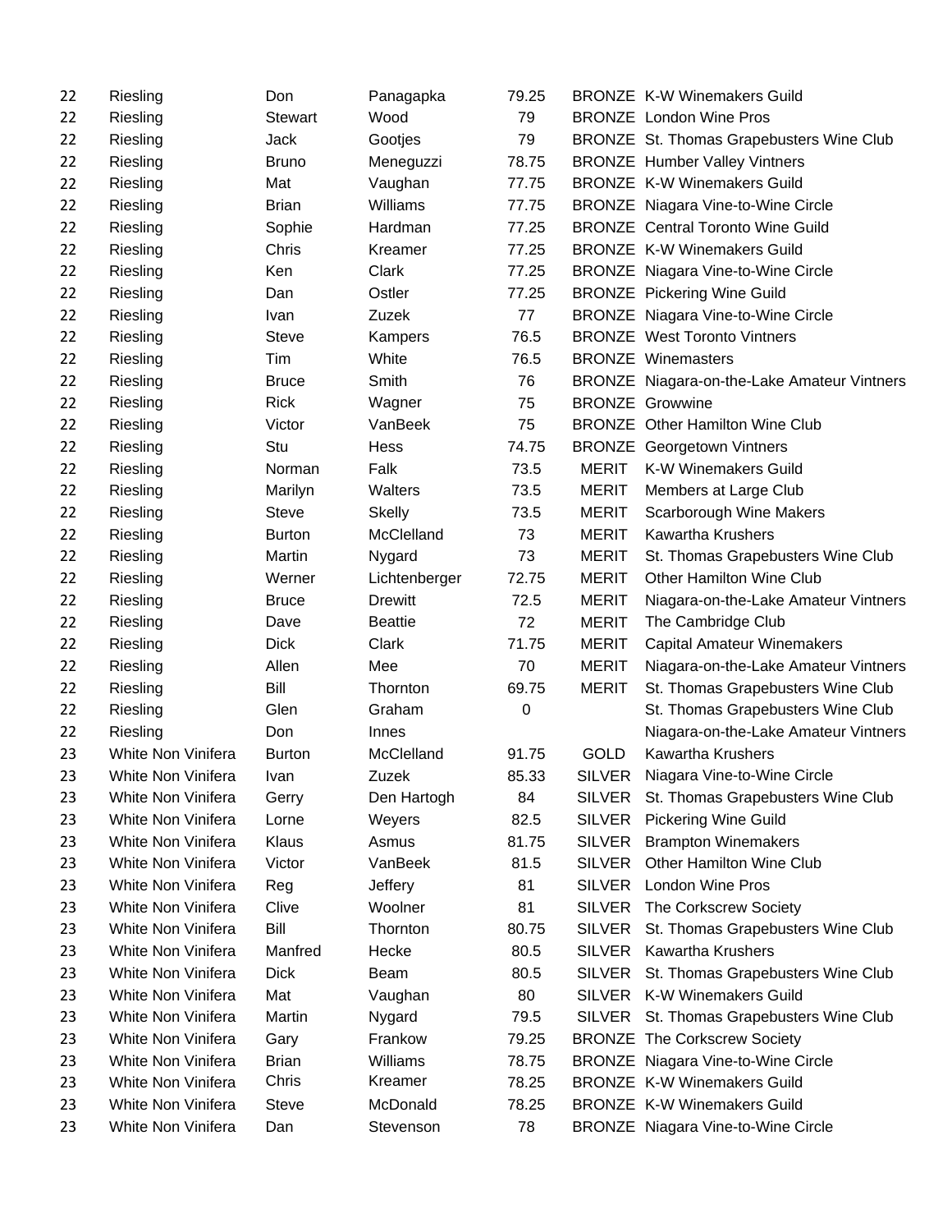| | | | | | | |
|---|---|---|---|---|---|---|
| 22 | Riesling | Don | Panagapka | 79.25 | BRONZE | K-W Winemakers Guild |
| 22 | Riesling | Stewart | Wood | 79 | BRONZE | London Wine Pros |
| 22 | Riesling | Jack | Gootjes | 79 | BRONZE | St. Thomas Grapebusters Wine Club |
| 22 | Riesling | Bruno | Meneguzzi | 78.75 | BRONZE | Humber Valley Vintners |
| 22 | Riesling | Mat | Vaughan | 77.75 | BRONZE | K-W Winemakers Guild |
| 22 | Riesling | Brian | Williams | 77.75 | BRONZE | Niagara Vine-to-Wine Circle |
| 22 | Riesling | Sophie | Hardman | 77.25 | BRONZE | Central Toronto Wine Guild |
| 22 | Riesling | Chris | Kreamer | 77.25 | BRONZE | K-W Winemakers Guild |
| 22 | Riesling | Ken | Clark | 77.25 | BRONZE | Niagara Vine-to-Wine Circle |
| 22 | Riesling | Dan | Ostler | 77.25 | BRONZE | Pickering Wine Guild |
| 22 | Riesling | Ivan | Zuzek | 77 | BRONZE | Niagara Vine-to-Wine Circle |
| 22 | Riesling | Steve | Kampers | 76.5 | BRONZE | West Toronto Vintners |
| 22 | Riesling | Tim | White | 76.5 | BRONZE | Winemasters |
| 22 | Riesling | Bruce | Smith | 76 | BRONZE | Niagara-on-the-Lake Amateur Vintners |
| 22 | Riesling | Rick | Wagner | 75 | BRONZE | Growwine |
| 22 | Riesling | Victor | VanBeek | 75 | BRONZE | Other Hamilton Wine Club |
| 22 | Riesling | Stu | Hess | 74.75 | BRONZE | Georgetown Vintners |
| 22 | Riesling | Norman | Falk | 73.5 | MERIT | K-W Winemakers Guild |
| 22 | Riesling | Marilyn | Walters | 73.5 | MERIT | Members at Large Club |
| 22 | Riesling | Steve | Skelly | 73.5 | MERIT | Scarborough Wine Makers |
| 22 | Riesling | Burton | McClelland | 73 | MERIT | Kawartha Krushers |
| 22 | Riesling | Martin | Nygard | 73 | MERIT | St. Thomas Grapebusters Wine Club |
| 22 | Riesling | Werner | Lichtenberger | 72.75 | MERIT | Other Hamilton Wine Club |
| 22 | Riesling | Bruce | Drewitt | 72.5 | MERIT | Niagara-on-the-Lake Amateur Vintners |
| 22 | Riesling | Dave | Beattie | 72 | MERIT | The Cambridge Club |
| 22 | Riesling | Dick | Clark | 71.75 | MERIT | Capital Amateur Winemakers |
| 22 | Riesling | Allen | Mee | 70 | MERIT | Niagara-on-the-Lake Amateur Vintners |
| 22 | Riesling | Bill | Thornton | 69.75 | MERIT | St. Thomas Grapebusters Wine Club |
| 22 | Riesling | Glen | Graham | 0 | | St. Thomas Grapebusters Wine Club |
| 22 | Riesling | Don | Innes | | | Niagara-on-the-Lake Amateur Vintners |
| 23 | White Non Vinifera | Burton | McClelland | 91.75 | GOLD | Kawartha Krushers |
| 23 | White Non Vinifera | Ivan | Zuzek | 85.33 | SILVER | Niagara Vine-to-Wine Circle |
| 23 | White Non Vinifera | Gerry | Den Hartogh | 84 | SILVER | St. Thomas Grapebusters Wine Club |
| 23 | White Non Vinifera | Lorne | Weyers | 82.5 | SILVER | Pickering Wine Guild |
| 23 | White Non Vinifera | Klaus | Asmus | 81.75 | SILVER | Brampton Winemakers |
| 23 | White Non Vinifera | Victor | VanBeek | 81.5 | SILVER | Other Hamilton Wine Club |
| 23 | White Non Vinifera | Reg | Jeffery | 81 | SILVER | London Wine Pros |
| 23 | White Non Vinifera | Clive | Woolner | 81 | SILVER | The Corkscrew Society |
| 23 | White Non Vinifera | Bill | Thornton | 80.75 | SILVER | St. Thomas Grapebusters Wine Club |
| 23 | White Non Vinifera | Manfred | Hecke | 80.5 | SILVER | Kawartha Krushers |
| 23 | White Non Vinifera | Dick | Beam | 80.5 | SILVER | St. Thomas Grapebusters Wine Club |
| 23 | White Non Vinifera | Mat | Vaughan | 80 | SILVER | K-W Winemakers Guild |
| 23 | White Non Vinifera | Martin | Nygard | 79.5 | SILVER | St. Thomas Grapebusters Wine Club |
| 23 | White Non Vinifera | Gary | Frankow | 79.25 | BRONZE | The Corkscrew Society |
| 23 | White Non Vinifera | Brian | Williams | 78.75 | BRONZE | Niagara Vine-to-Wine Circle |
| 23 | White Non Vinifera | Chris | Kreamer | 78.25 | BRONZE | K-W Winemakers Guild |
| 23 | White Non Vinifera | Steve | McDonald | 78.25 | BRONZE | K-W Winemakers Guild |
| 23 | White Non Vinifera | Dan | Stevenson | 78 | BRONZE | Niagara Vine-to-Wine Circle |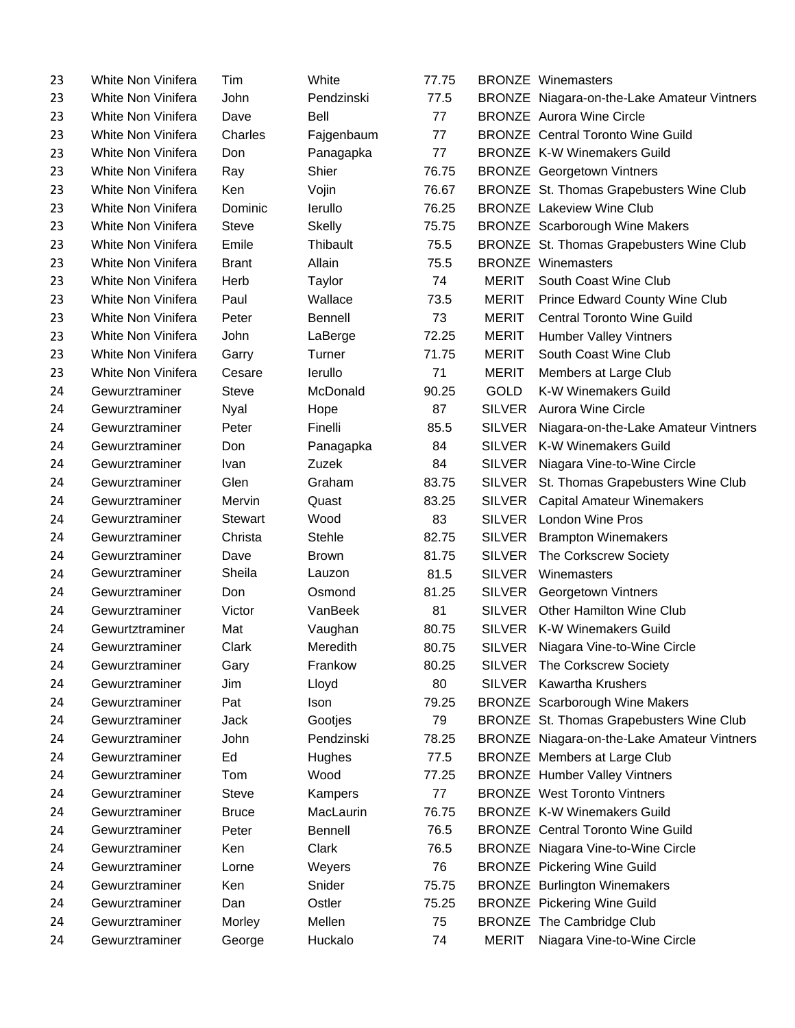| | | | | | | |
|---|---|---|---|---|---|---|
| 23 | White Non Vinifera | Tim | White | 77.75 | BRONZE | Winemasters |
| 23 | White Non Vinifera | John | Pendzinski | 77.5 | BRONZE | Niagara-on-the-Lake Amateur Vintners |
| 23 | White Non Vinifera | Dave | Bell | 77 | BRONZE | Aurora Wine Circle |
| 23 | White Non Vinifera | Charles | Fajgenbaum | 77 | BRONZE | Central Toronto Wine Guild |
| 23 | White Non Vinifera | Don | Panagapka | 77 | BRONZE | K-W Winemakers Guild |
| 23 | White Non Vinifera | Ray | Shier | 76.75 | BRONZE | Georgetown Vintners |
| 23 | White Non Vinifera | Ken | Vojin | 76.67 | BRONZE | St. Thomas Grapebusters Wine Club |
| 23 | White Non Vinifera | Dominic | Ierullo | 76.25 | BRONZE | Lakeview Wine Club |
| 23 | White Non Vinifera | Steve | Skelly | 75.75 | BRONZE | Scarborough Wine Makers |
| 23 | White Non Vinifera | Emile | Thibault | 75.5 | BRONZE | St. Thomas Grapebusters Wine Club |
| 23 | White Non Vinifera | Brant | Allain | 75.5 | BRONZE | Winemasters |
| 23 | White Non Vinifera | Herb | Taylor | 74 | MERIT | South Coast Wine Club |
| 23 | White Non Vinifera | Paul | Wallace | 73.5 | MERIT | Prince Edward County Wine Club |
| 23 | White Non Vinifera | Peter | Bennell | 73 | MERIT | Central Toronto Wine Guild |
| 23 | White Non Vinifera | John | LaBerge | 72.25 | MERIT | Humber Valley Vintners |
| 23 | White Non Vinifera | Garry | Turner | 71.75 | MERIT | South Coast Wine Club |
| 23 | White Non Vinifera | Cesare | Ierullo | 71 | MERIT | Members at Large Club |
| 24 | Gewurztraminer | Steve | McDonald | 90.25 | GOLD | K-W Winemakers Guild |
| 24 | Gewurztraminer | Nyal | Hope | 87 | SILVER | Aurora Wine Circle |
| 24 | Gewurztraminer | Peter | Finelli | 85.5 | SILVER | Niagara-on-the-Lake Amateur Vintners |
| 24 | Gewurztraminer | Don | Panagapka | 84 | SILVER | K-W Winemakers Guild |
| 24 | Gewurztraminer | Ivan | Zuzek | 84 | SILVER | Niagara Vine-to-Wine Circle |
| 24 | Gewurztraminer | Glen | Graham | 83.75 | SILVER | St. Thomas Grapebusters Wine Club |
| 24 | Gewurztraminer | Mervin | Quast | 83.25 | SILVER | Capital Amateur Winemakers |
| 24 | Gewurztraminer | Stewart | Wood | 83 | SILVER | London Wine Pros |
| 24 | Gewurztraminer | Christa | Stehle | 82.75 | SILVER | Brampton Winemakers |
| 24 | Gewurztraminer | Dave | Brown | 81.75 | SILVER | The Corkscrew Society |
| 24 | Gewurztraminer | Sheila | Lauzon | 81.5 | SILVER | Winemasters |
| 24 | Gewurztraminer | Don | Osmond | 81.25 | SILVER | Georgetown Vintners |
| 24 | Gewurztraminer | Victor | VanBeek | 81 | SILVER | Other Hamilton Wine Club |
| 24 | Gewurtztraminer | Mat | Vaughan | 80.75 | SILVER | K-W Winemakers Guild |
| 24 | Gewurztraminer | Clark | Meredith | 80.75 | SILVER | Niagara Vine-to-Wine Circle |
| 24 | Gewurztraminer | Gary | Frankow | 80.25 | SILVER | The Corkscrew Society |
| 24 | Gewurztraminer | Jim | Lloyd | 80 | SILVER | Kawartha Krushers |
| 24 | Gewurztraminer | Pat | Ison | 79.25 | BRONZE | Scarborough Wine Makers |
| 24 | Gewurztraminer | Jack | Gootjes | 79 | BRONZE | St. Thomas Grapebusters Wine Club |
| 24 | Gewurztraminer | John | Pendzinski | 78.25 | BRONZE | Niagara-on-the-Lake Amateur Vintners |
| 24 | Gewurztraminer | Ed | Hughes | 77.5 | BRONZE | Members at Large Club |
| 24 | Gewurztraminer | Tom | Wood | 77.25 | BRONZE | Humber Valley Vintners |
| 24 | Gewurztraminer | Steve | Kampers | 77 | BRONZE | West Toronto Vintners |
| 24 | Gewurztraminer | Bruce | MacLaurin | 76.75 | BRONZE | K-W Winemakers Guild |
| 24 | Gewurztraminer | Peter | Bennell | 76.5 | BRONZE | Central Toronto Wine Guild |
| 24 | Gewurztraminer | Ken | Clark | 76.5 | BRONZE | Niagara Vine-to-Wine Circle |
| 24 | Gewurztraminer | Lorne | Weyers | 76 | BRONZE | Pickering Wine Guild |
| 24 | Gewurztraminer | Ken | Snider | 75.75 | BRONZE | Burlington Winemakers |
| 24 | Gewurztraminer | Dan | Ostler | 75.25 | BRONZE | Pickering Wine Guild |
| 24 | Gewurztraminer | Morley | Mellen | 75 | BRONZE | The Cambridge Club |
| 24 | Gewurztraminer | George | Huckalo | 74 | MERIT | Niagara Vine-to-Wine Circle |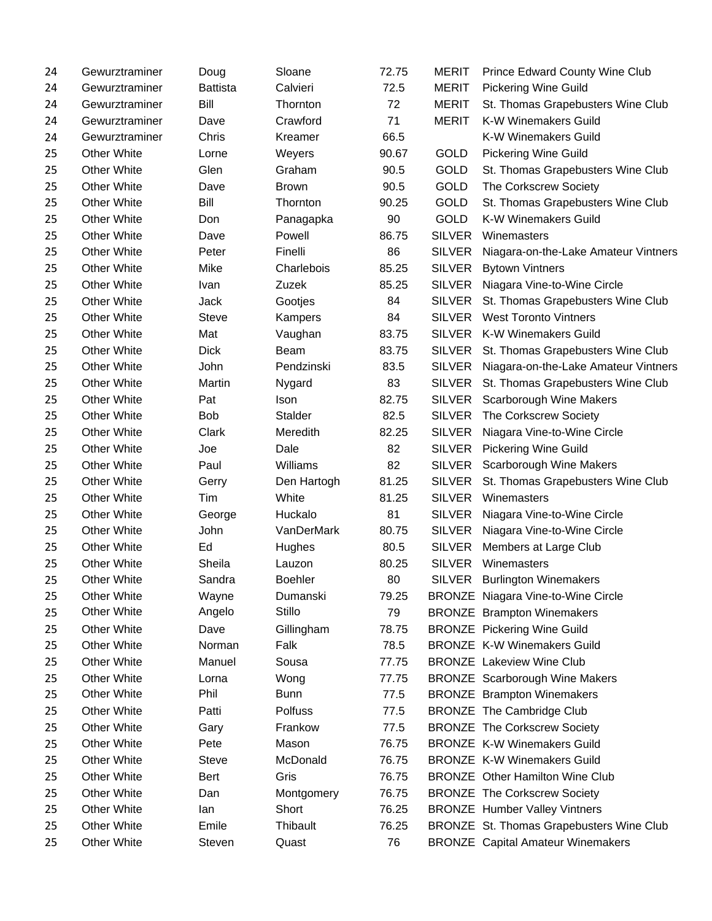| | | | | | | |
|---|---|---|---|---|---|---|
| 24 | Gewurztraminer | Doug | Sloane | 72.75 | MERIT | Prince Edward County Wine Club |
| 24 | Gewurztraminer | Battista | Calvieri | 72.5 | MERIT | Pickering Wine Guild |
| 24 | Gewurztraminer | Bill | Thornton | 72 | MERIT | St. Thomas Grapebusters Wine Club |
| 24 | Gewurztraminer | Dave | Crawford | 71 | MERIT | K-W Winemakers Guild |
| 24 | Gewurztraminer | Chris | Kreamer | 66.5 | | K-W Winemakers Guild |
| 25 | Other White | Lorne | Weyers | 90.67 | GOLD | Pickering Wine Guild |
| 25 | Other White | Glen | Graham | 90.5 | GOLD | St. Thomas Grapebusters Wine Club |
| 25 | Other White | Dave | Brown | 90.5 | GOLD | The Corkscrew Society |
| 25 | Other White | Bill | Thornton | 90.25 | GOLD | St. Thomas Grapebusters Wine Club |
| 25 | Other White | Don | Panagapka | 90 | GOLD | K-W Winemakers Guild |
| 25 | Other White | Dave | Powell | 86.75 | SILVER | Winemasters |
| 25 | Other White | Peter | Finelli | 86 | SILVER | Niagara-on-the-Lake Amateur Vintners |
| 25 | Other White | Mike | Charlebois | 85.25 | SILVER | Bytown Vintners |
| 25 | Other White | Ivan | Zuzek | 85.25 | SILVER | Niagara Vine-to-Wine Circle |
| 25 | Other White | Jack | Gootjes | 84 | SILVER | St. Thomas Grapebusters Wine Club |
| 25 | Other White | Steve | Kampers | 84 | SILVER | West Toronto Vintners |
| 25 | Other White | Mat | Vaughan | 83.75 | SILVER | K-W Winemakers Guild |
| 25 | Other White | Dick | Beam | 83.75 | SILVER | St. Thomas Grapebusters Wine Club |
| 25 | Other White | John | Pendzinski | 83.5 | SILVER | Niagara-on-the-Lake Amateur Vintners |
| 25 | Other White | Martin | Nygard | 83 | SILVER | St. Thomas Grapebusters Wine Club |
| 25 | Other White | Pat | Ison | 82.75 | SILVER | Scarborough Wine Makers |
| 25 | Other White | Bob | Stalder | 82.5 | SILVER | The Corkscrew Society |
| 25 | Other White | Clark | Meredith | 82.25 | SILVER | Niagara Vine-to-Wine Circle |
| 25 | Other White | Joe | Dale | 82 | SILVER | Pickering Wine Guild |
| 25 | Other White | Paul | Williams | 82 | SILVER | Scarborough Wine Makers |
| 25 | Other White | Gerry | Den Hartogh | 81.25 | SILVER | St. Thomas Grapebusters Wine Club |
| 25 | Other White | Tim | White | 81.25 | SILVER | Winemasters |
| 25 | Other White | George | Huckalo | 81 | SILVER | Niagara Vine-to-Wine Circle |
| 25 | Other White | John | VanDerMark | 80.75 | SILVER | Niagara Vine-to-Wine Circle |
| 25 | Other White | Ed | Hughes | 80.5 | SILVER | Members at Large Club |
| 25 | Other White | Sheila | Lauzon | 80.25 | SILVER | Winemasters |
| 25 | Other White | Sandra | Boehler | 80 | SILVER | Burlington Winemakers |
| 25 | Other White | Wayne | Dumanski | 79.25 | BRONZE | Niagara Vine-to-Wine Circle |
| 25 | Other White | Angelo | Stillo | 79 | BRONZE | Brampton Winemakers |
| 25 | Other White | Dave | Gillingham | 78.75 | BRONZE | Pickering Wine Guild |
| 25 | Other White | Norman | Falk | 78.5 | BRONZE | K-W Winemakers Guild |
| 25 | Other White | Manuel | Sousa | 77.75 | BRONZE | Lakeview Wine Club |
| 25 | Other White | Lorna | Wong | 77.75 | BRONZE | Scarborough Wine Makers |
| 25 | Other White | Phil | Bunn | 77.5 | BRONZE | Brampton Winemakers |
| 25 | Other White | Patti | Polfuss | 77.5 | BRONZE | The Cambridge Club |
| 25 | Other White | Gary | Frankow | 77.5 | BRONZE | The Corkscrew Society |
| 25 | Other White | Pete | Mason | 76.75 | BRONZE | K-W Winemakers Guild |
| 25 | Other White | Steve | McDonald | 76.75 | BRONZE | K-W Winemakers Guild |
| 25 | Other White | Bert | Gris | 76.75 | BRONZE | Other Hamilton Wine Club |
| 25 | Other White | Dan | Montgomery | 76.75 | BRONZE | The Corkscrew Society |
| 25 | Other White | Ian | Short | 76.25 | BRONZE | Humber Valley Vintners |
| 25 | Other White | Emile | Thibault | 76.25 | BRONZE | St. Thomas Grapebusters Wine Club |
| 25 | Other White | Steven | Quast | 76 | BRONZE | Capital Amateur Winemakers |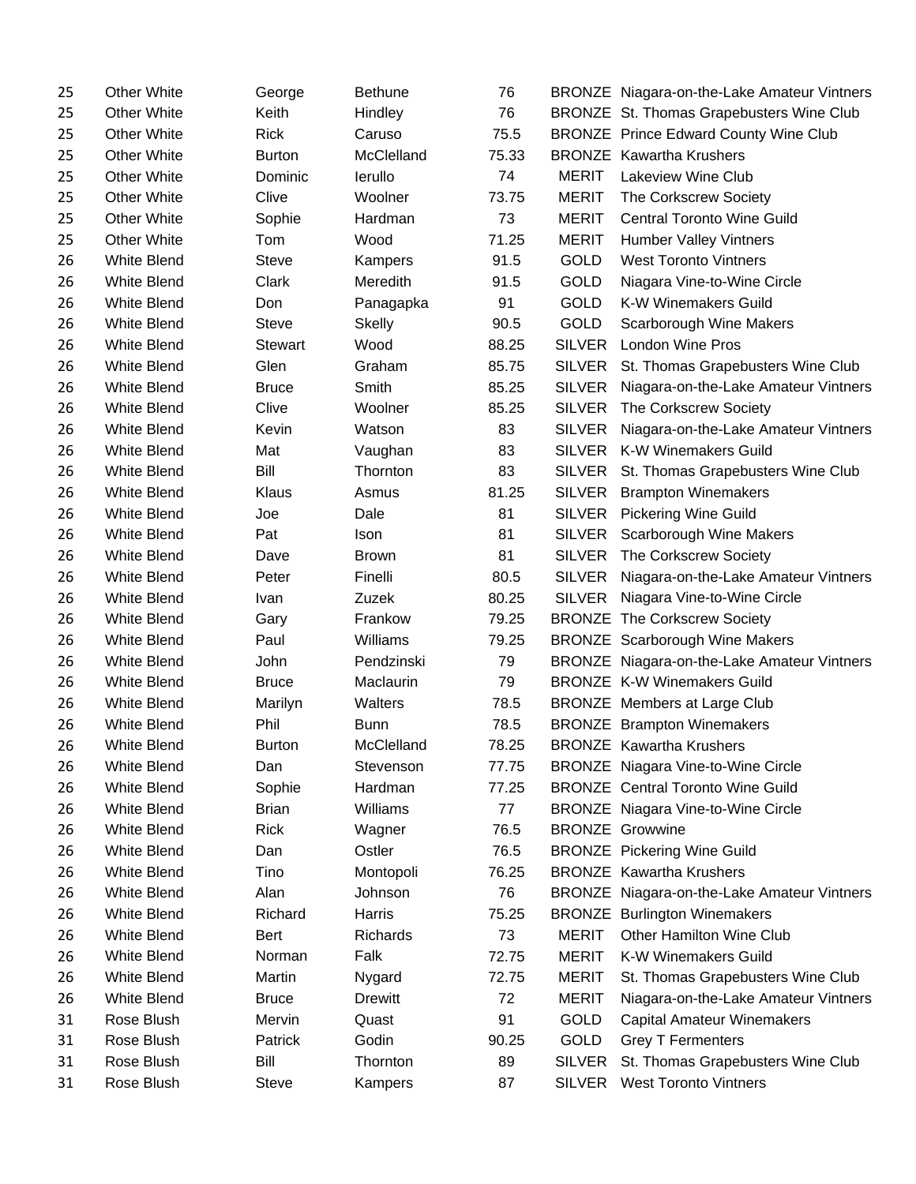| | | | | | | |
|---|---|---|---|---|---|---|
| 25 | Other White | George | Bethune | 76 | BRONZE | Niagara-on-the-Lake Amateur Vintners |
| 25 | Other White | Keith | Hindley | 76 | BRONZE | St. Thomas Grapebusters Wine Club |
| 25 | Other White | Rick | Caruso | 75.5 | BRONZE | Prince Edward County Wine Club |
| 25 | Other White | Burton | McClelland | 75.33 | BRONZE | Kawartha Krushers |
| 25 | Other White | Dominic | Ierullo | 74 | MERIT | Lakeview Wine Club |
| 25 | Other White | Clive | Woolner | 73.75 | MERIT | The Corkscrew Society |
| 25 | Other White | Sophie | Hardman | 73 | MERIT | Central Toronto Wine Guild |
| 25 | Other White | Tom | Wood | 71.25 | MERIT | Humber Valley Vintners |
| 26 | White Blend | Steve | Kampers | 91.5 | GOLD | West Toronto Vintners |
| 26 | White Blend | Clark | Meredith | 91.5 | GOLD | Niagara Vine-to-Wine Circle |
| 26 | White Blend | Don | Panagapka | 91 | GOLD | K-W Winemakers Guild |
| 26 | White Blend | Steve | Skelly | 90.5 | GOLD | Scarborough Wine Makers |
| 26 | White Blend | Stewart | Wood | 88.25 | SILVER | London Wine Pros |
| 26 | White Blend | Glen | Graham | 85.75 | SILVER | St. Thomas Grapebusters Wine Club |
| 26 | White Blend | Bruce | Smith | 85.25 | SILVER | Niagara-on-the-Lake Amateur Vintners |
| 26 | White Blend | Clive | Woolner | 85.25 | SILVER | The Corkscrew Society |
| 26 | White Blend | Kevin | Watson | 83 | SILVER | Niagara-on-the-Lake Amateur Vintners |
| 26 | White Blend | Mat | Vaughan | 83 | SILVER | K-W Winemakers Guild |
| 26 | White Blend | Bill | Thornton | 83 | SILVER | St. Thomas Grapebusters Wine Club |
| 26 | White Blend | Klaus | Asmus | 81.25 | SILVER | Brampton Winemakers |
| 26 | White Blend | Joe | Dale | 81 | SILVER | Pickering Wine Guild |
| 26 | White Blend | Pat | Ison | 81 | SILVER | Scarborough Wine Makers |
| 26 | White Blend | Dave | Brown | 81 | SILVER | The Corkscrew Society |
| 26 | White Blend | Peter | Finelli | 80.5 | SILVER | Niagara-on-the-Lake Amateur Vintners |
| 26 | White Blend | Ivan | Zuzek | 80.25 | SILVER | Niagara Vine-to-Wine Circle |
| 26 | White Blend | Gary | Frankow | 79.25 | BRONZE | The Corkscrew Society |
| 26 | White Blend | Paul | Williams | 79.25 | BRONZE | Scarborough Wine Makers |
| 26 | White Blend | John | Pendzinski | 79 | BRONZE | Niagara-on-the-Lake Amateur Vintners |
| 26 | White Blend | Bruce | Maclaurin | 79 | BRONZE | K-W Winemakers Guild |
| 26 | White Blend | Marilyn | Walters | 78.5 | BRONZE | Members at Large Club |
| 26 | White Blend | Phil | Bunn | 78.5 | BRONZE | Brampton Winemakers |
| 26 | White Blend | Burton | McClelland | 78.25 | BRONZE | Kawartha Krushers |
| 26 | White Blend | Dan | Stevenson | 77.75 | BRONZE | Niagara Vine-to-Wine Circle |
| 26 | White Blend | Sophie | Hardman | 77.25 | BRONZE | Central Toronto Wine Guild |
| 26 | White Blend | Brian | Williams | 77 | BRONZE | Niagara Vine-to-Wine Circle |
| 26 | White Blend | Rick | Wagner | 76.5 | BRONZE | Growwine |
| 26 | White Blend | Dan | Ostler | 76.5 | BRONZE | Pickering Wine Guild |
| 26 | White Blend | Tino | Montopoli | 76.25 | BRONZE | Kawartha Krushers |
| 26 | White Blend | Alan | Johnson | 76 | BRONZE | Niagara-on-the-Lake Amateur Vintners |
| 26 | White Blend | Richard | Harris | 75.25 | BRONZE | Burlington Winemakers |
| 26 | White Blend | Bert | Richards | 73 | MERIT | Other Hamilton Wine Club |
| 26 | White Blend | Norman | Falk | 72.75 | MERIT | K-W Winemakers Guild |
| 26 | White Blend | Martin | Nygard | 72.75 | MERIT | St. Thomas Grapebusters Wine Club |
| 26 | White Blend | Bruce | Drewitt | 72 | MERIT | Niagara-on-the-Lake Amateur Vintners |
| 31 | Rose Blush | Mervin | Quast | 91 | GOLD | Capital Amateur Winemakers |
| 31 | Rose Blush | Patrick | Godin | 90.25 | GOLD | Grey T Fermenters |
| 31 | Rose Blush | Bill | Thornton | 89 | SILVER | St. Thomas Grapebusters Wine Club |
| 31 | Rose Blush | Steve | Kampers | 87 | SILVER | West Toronto Vintners |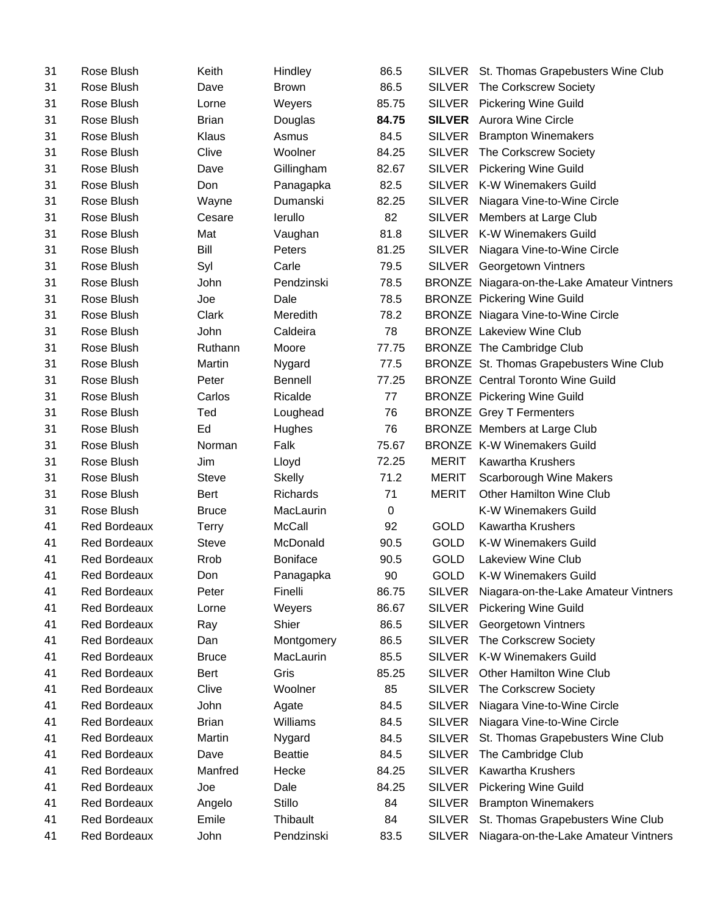| | | | | | | |
|---|---|---|---|---|---|---|
| 31 | Rose Blush | Keith | Hindley | 86.5 | SILVER | St. Thomas Grapebusters Wine Club |
| 31 | Rose Blush | Dave | Brown | 86.5 | SILVER | The Corkscrew Society |
| 31 | Rose Blush | Lorne | Weyers | 85.75 | SILVER | Pickering Wine Guild |
| 31 | Rose Blush | Brian | Douglas | **84.75** | **SILVER** | Aurora Wine Circle |
| 31 | Rose Blush | Klaus | Asmus | 84.5 | SILVER | Brampton Winemakers |
| 31 | Rose Blush | Clive | Woolner | 84.25 | SILVER | The Corkscrew Society |
| 31 | Rose Blush | Dave | Gillingham | 82.67 | SILVER | Pickering Wine Guild |
| 31 | Rose Blush | Don | Panagapka | 82.5 | SILVER | K-W Winemakers Guild |
| 31 | Rose Blush | Wayne | Dumanski | 82.25 | SILVER | Niagara Vine-to-Wine Circle |
| 31 | Rose Blush | Cesare | Ierullo | 82 | SILVER | Members at Large Club |
| 31 | Rose Blush | Mat | Vaughan | 81.8 | SILVER | K-W Winemakers Guild |
| 31 | Rose Blush | Bill | Peters | 81.25 | SILVER | Niagara Vine-to-Wine Circle |
| 31 | Rose Blush | Syl | Carle | 79.5 | SILVER | Georgetown Vintners |
| 31 | Rose Blush | John | Pendzinski | 78.5 | BRONZE | Niagara-on-the-Lake Amateur Vintners |
| 31 | Rose Blush | Joe | Dale | 78.5 | BRONZE | Pickering Wine Guild |
| 31 | Rose Blush | Clark | Meredith | 78.2 | BRONZE | Niagara Vine-to-Wine Circle |
| 31 | Rose Blush | John | Caldeira | 78 | BRONZE | Lakeview Wine Club |
| 31 | Rose Blush | Ruthann | Moore | 77.75 | BRONZE | The Cambridge Club |
| 31 | Rose Blush | Martin | Nygard | 77.5 | BRONZE | St. Thomas Grapebusters Wine Club |
| 31 | Rose Blush | Peter | Bennell | 77.25 | BRONZE | Central Toronto Wine Guild |
| 31 | Rose Blush | Carlos | Ricalde | 77 | BRONZE | Pickering Wine Guild |
| 31 | Rose Blush | Ted | Loughead | 76 | BRONZE | Grey T Fermenters |
| 31 | Rose Blush | Ed | Hughes | 76 | BRONZE | Members at Large Club |
| 31 | Rose Blush | Norman | Falk | 75.67 | BRONZE | K-W Winemakers Guild |
| 31 | Rose Blush | Jim | Lloyd | 72.25 | MERIT | Kawartha Krushers |
| 31 | Rose Blush | Steve | Skelly | 71.2 | MERIT | Scarborough Wine Makers |
| 31 | Rose Blush | Bert | Richards | 71 | MERIT | Other Hamilton Wine Club |
| 31 | Rose Blush | Bruce | MacLaurin | 0 | | K-W Winemakers Guild |
| 41 | Red Bordeaux | Terry | McCall | 92 | GOLD | Kawartha Krushers |
| 41 | Red Bordeaux | Steve | McDonald | 90.5 | GOLD | K-W Winemakers Guild |
| 41 | Red Bordeaux | Rrob | Boniface | 90.5 | GOLD | Lakeview Wine Club |
| 41 | Red Bordeaux | Don | Panagapka | 90 | GOLD | K-W Winemakers Guild |
| 41 | Red Bordeaux | Peter | Finelli | 86.75 | SILVER | Niagara-on-the-Lake Amateur Vintners |
| 41 | Red Bordeaux | Lorne | Weyers | 86.67 | SILVER | Pickering Wine Guild |
| 41 | Red Bordeaux | Ray | Shier | 86.5 | SILVER | Georgetown Vintners |
| 41 | Red Bordeaux | Dan | Montgomery | 86.5 | SILVER | The Corkscrew Society |
| 41 | Red Bordeaux | Bruce | MacLaurin | 85.5 | SILVER | K-W Winemakers Guild |
| 41 | Red Bordeaux | Bert | Gris | 85.25 | SILVER | Other Hamilton Wine Club |
| 41 | Red Bordeaux | Clive | Woolner | 85 | SILVER | The Corkscrew Society |
| 41 | Red Bordeaux | John | Agate | 84.5 | SILVER | Niagara Vine-to-Wine Circle |
| 41 | Red Bordeaux | Brian | Williams | 84.5 | SILVER | Niagara Vine-to-Wine Circle |
| 41 | Red Bordeaux | Martin | Nygard | 84.5 | SILVER | St. Thomas Grapebusters Wine Club |
| 41 | Red Bordeaux | Dave | Beattie | 84.5 | SILVER | The Cambridge Club |
| 41 | Red Bordeaux | Manfred | Hecke | 84.25 | SILVER | Kawartha Krushers |
| 41 | Red Bordeaux | Joe | Dale | 84.25 | SILVER | Pickering Wine Guild |
| 41 | Red Bordeaux | Angelo | Stillo | 84 | SILVER | Brampton Winemakers |
| 41 | Red Bordeaux | Emile | Thibault | 84 | SILVER | St. Thomas Grapebusters Wine Club |
| 41 | Red Bordeaux | John | Pendzinski | 83.5 | SILVER | Niagara-on-the-Lake Amateur Vintners |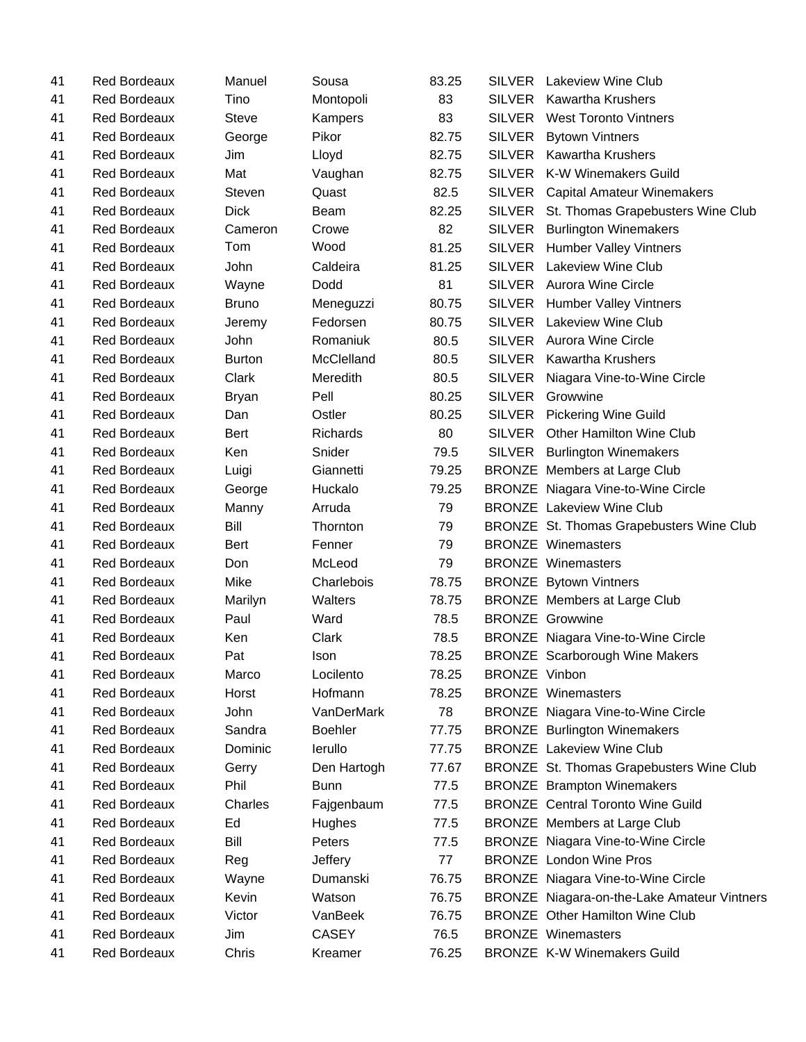| | | | | | | |
|---|---|---|---|---|---|---|
| 41 | Red Bordeaux | Manuel | Sousa | 83.25 | SILVER | Lakeview Wine Club |
| 41 | Red Bordeaux | Tino | Montopoli | 83 | SILVER | Kawartha Krushers |
| 41 | Red Bordeaux | Steve | Kampers | 83 | SILVER | West Toronto Vintners |
| 41 | Red Bordeaux | George | Pikor | 82.75 | SILVER | Bytown Vintners |
| 41 | Red Bordeaux | Jim | Lloyd | 82.75 | SILVER | Kawartha Krushers |
| 41 | Red Bordeaux | Mat | Vaughan | 82.75 | SILVER | K-W Winemakers Guild |
| 41 | Red Bordeaux | Steven | Quast | 82.5 | SILVER | Capital Amateur Winemakers |
| 41 | Red Bordeaux | Dick | Beam | 82.25 | SILVER | St. Thomas Grapebusters Wine Club |
| 41 | Red Bordeaux | Cameron | Crowe | 82 | SILVER | Burlington Winemakers |
| 41 | Red Bordeaux | Tom | Wood | 81.25 | SILVER | Humber Valley Vintners |
| 41 | Red Bordeaux | John | Caldeira | 81.25 | SILVER | Lakeview Wine Club |
| 41 | Red Bordeaux | Wayne | Dodd | 81 | SILVER | Aurora Wine Circle |
| 41 | Red Bordeaux | Bruno | Meneguzzi | 80.75 | SILVER | Humber Valley Vintners |
| 41 | Red Bordeaux | Jeremy | Fedorsen | 80.75 | SILVER | Lakeview Wine Club |
| 41 | Red Bordeaux | John | Romaniuk | 80.5 | SILVER | Aurora Wine Circle |
| 41 | Red Bordeaux | Burton | McClelland | 80.5 | SILVER | Kawartha Krushers |
| 41 | Red Bordeaux | Clark | Meredith | 80.5 | SILVER | Niagara Vine-to-Wine Circle |
| 41 | Red Bordeaux | Bryan | Pell | 80.25 | SILVER | Growwine |
| 41 | Red Bordeaux | Dan | Ostler | 80.25 | SILVER | Pickering Wine Guild |
| 41 | Red Bordeaux | Bert | Richards | 80 | SILVER | Other Hamilton Wine Club |
| 41 | Red Bordeaux | Ken | Snider | 79.5 | SILVER | Burlington Winemakers |
| 41 | Red Bordeaux | Luigi | Giannetti | 79.25 | BRONZE | Members at Large Club |
| 41 | Red Bordeaux | George | Huckalo | 79.25 | BRONZE | Niagara Vine-to-Wine Circle |
| 41 | Red Bordeaux | Manny | Arruda | 79 | BRONZE | Lakeview Wine Club |
| 41 | Red Bordeaux | Bill | Thornton | 79 | BRONZE | St. Thomas Grapebusters Wine Club |
| 41 | Red Bordeaux | Bert | Fenner | 79 | BRONZE | Winemasters |
| 41 | Red Bordeaux | Don | McLeod | 79 | BRONZE | Winemasters |
| 41 | Red Bordeaux | Mike | Charlebois | 78.75 | BRONZE | Bytown Vintners |
| 41 | Red Bordeaux | Marilyn | Walters | 78.75 | BRONZE | Members at Large Club |
| 41 | Red Bordeaux | Paul | Ward | 78.5 | BRONZE | Growwine |
| 41 | Red Bordeaux | Ken | Clark | 78.5 | BRONZE | Niagara Vine-to-Wine Circle |
| 41 | Red Bordeaux | Pat | Ison | 78.25 | BRONZE | Scarborough Wine Makers |
| 41 | Red Bordeaux | Marco | Locilento | 78.25 | BRONZE | Vinbon |
| 41 | Red Bordeaux | Horst | Hofmann | 78.25 | BRONZE | Winemasters |
| 41 | Red Bordeaux | John | VanDerMark | 78 | BRONZE | Niagara Vine-to-Wine Circle |
| 41 | Red Bordeaux | Sandra | Boehler | 77.75 | BRONZE | Burlington Winemakers |
| 41 | Red Bordeaux | Dominic | Ierullo | 77.75 | BRONZE | Lakeview Wine Club |
| 41 | Red Bordeaux | Gerry | Den Hartogh | 77.67 | BRONZE | St. Thomas Grapebusters Wine Club |
| 41 | Red Bordeaux | Phil | Bunn | 77.5 | BRONZE | Brampton Winemakers |
| 41 | Red Bordeaux | Charles | Fajgenbaum | 77.5 | BRONZE | Central Toronto Wine Guild |
| 41 | Red Bordeaux | Ed | Hughes | 77.5 | BRONZE | Members at Large Club |
| 41 | Red Bordeaux | Bill | Peters | 77.5 | BRONZE | Niagara Vine-to-Wine Circle |
| 41 | Red Bordeaux | Reg | Jeffery | 77 | BRONZE | London Wine Pros |
| 41 | Red Bordeaux | Wayne | Dumanski | 76.75 | BRONZE | Niagara Vine-to-Wine Circle |
| 41 | Red Bordeaux | Kevin | Watson | 76.75 | BRONZE | Niagara-on-the-Lake Amateur Vintners |
| 41 | Red Bordeaux | Victor | VanBeek | 76.75 | BRONZE | Other Hamilton Wine Club |
| 41 | Red Bordeaux | Jim | CASEY | 76.5 | BRONZE | Winemasters |
| 41 | Red Bordeaux | Chris | Kreamer | 76.25 | BRONZE | K-W Winemakers Guild |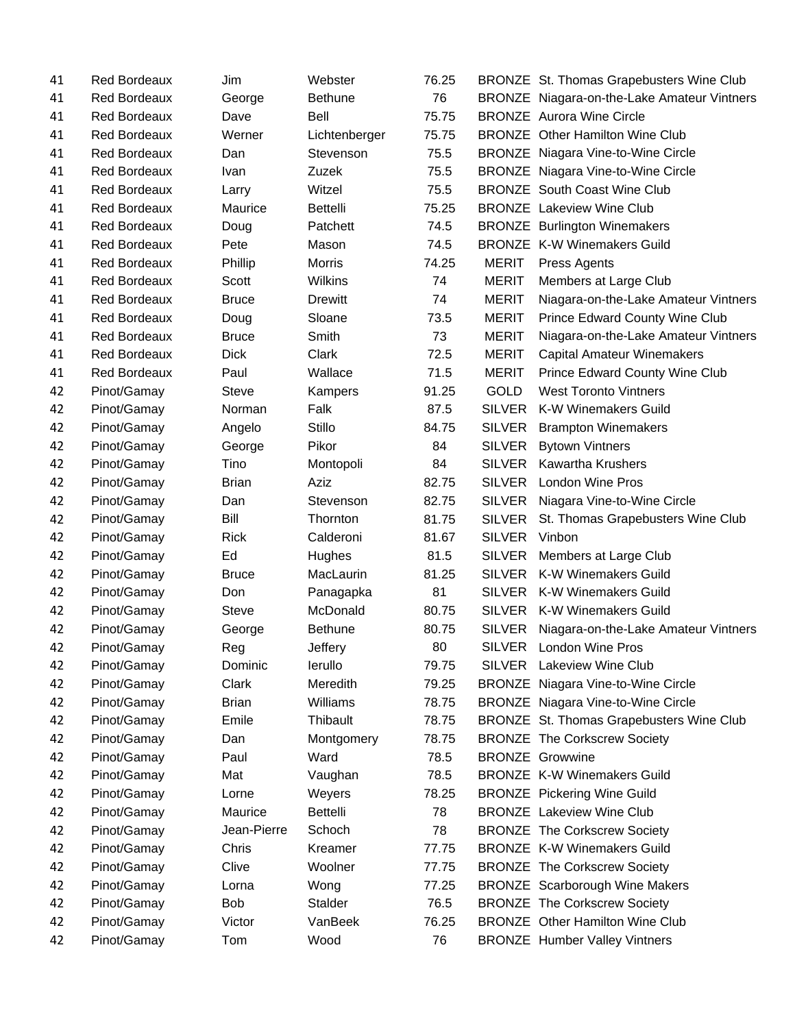| | | | | | | |
|---|---|---|---|---|---|---|
| 41 | Red Bordeaux | Jim | Webster | 76.25 | BRONZE | St. Thomas Grapebusters Wine Club |
| 41 | Red Bordeaux | George | Bethune | 76 | BRONZE | Niagara-on-the-Lake Amateur Vintners |
| 41 | Red Bordeaux | Dave | Bell | 75.75 | BRONZE | Aurora Wine Circle |
| 41 | Red Bordeaux | Werner | Lichtenberger | 75.75 | BRONZE | Other Hamilton Wine Club |
| 41 | Red Bordeaux | Dan | Stevenson | 75.5 | BRONZE | Niagara Vine-to-Wine Circle |
| 41 | Red Bordeaux | Ivan | Zuzek | 75.5 | BRONZE | Niagara Vine-to-Wine Circle |
| 41 | Red Bordeaux | Larry | Witzel | 75.5 | BRONZE | South Coast Wine Club |
| 41 | Red Bordeaux | Maurice | Bettelli | 75.25 | BRONZE | Lakeview Wine Club |
| 41 | Red Bordeaux | Doug | Patchett | 74.5 | BRONZE | Burlington Winemakers |
| 41 | Red Bordeaux | Pete | Mason | 74.5 | BRONZE | K-W Winemakers Guild |
| 41 | Red Bordeaux | Phillip | Morris | 74.25 | MERIT | Press Agents |
| 41 | Red Bordeaux | Scott | Wilkins | 74 | MERIT | Members at Large Club |
| 41 | Red Bordeaux | Bruce | Drewitt | 74 | MERIT | Niagara-on-the-Lake Amateur Vintners |
| 41 | Red Bordeaux | Doug | Sloane | 73.5 | MERIT | Prince Edward County Wine Club |
| 41 | Red Bordeaux | Bruce | Smith | 73 | MERIT | Niagara-on-the-Lake Amateur Vintners |
| 41 | Red Bordeaux | Dick | Clark | 72.5 | MERIT | Capital Amateur Winemakers |
| 41 | Red Bordeaux | Paul | Wallace | 71.5 | MERIT | Prince Edward County Wine Club |
| 42 | Pinot/Gamay | Steve | Kampers | 91.25 | GOLD | West Toronto Vintners |
| 42 | Pinot/Gamay | Norman | Falk | 87.5 | SILVER | K-W Winemakers Guild |
| 42 | Pinot/Gamay | Angelo | Stillo | 84.75 | SILVER | Brampton Winemakers |
| 42 | Pinot/Gamay | George | Pikor | 84 | SILVER | Bytown Vintners |
| 42 | Pinot/Gamay | Tino | Montopoli | 84 | SILVER | Kawartha Krushers |
| 42 | Pinot/Gamay | Brian | Aziz | 82.75 | SILVER | London Wine Pros |
| 42 | Pinot/Gamay | Dan | Stevenson | 82.75 | SILVER | Niagara Vine-to-Wine Circle |
| 42 | Pinot/Gamay | Bill | Thornton | 81.75 | SILVER | St. Thomas Grapebusters Wine Club |
| 42 | Pinot/Gamay | Rick | Calderoni | 81.67 | SILVER | Vinbon |
| 42 | Pinot/Gamay | Ed | Hughes | 81.5 | SILVER | Members at Large Club |
| 42 | Pinot/Gamay | Bruce | MacLaurin | 81.25 | SILVER | K-W Winemakers Guild |
| 42 | Pinot/Gamay | Don | Panagapka | 81 | SILVER | K-W Winemakers Guild |
| 42 | Pinot/Gamay | Steve | McDonald | 80.75 | SILVER | K-W Winemakers Guild |
| 42 | Pinot/Gamay | George | Bethune | 80.75 | SILVER | Niagara-on-the-Lake Amateur Vintners |
| 42 | Pinot/Gamay | Reg | Jeffery | 80 | SILVER | London Wine Pros |
| 42 | Pinot/Gamay | Dominic | Ierullo | 79.75 | SILVER | Lakeview Wine Club |
| 42 | Pinot/Gamay | Clark | Meredith | 79.25 | BRONZE | Niagara Vine-to-Wine Circle |
| 42 | Pinot/Gamay | Brian | Williams | 78.75 | BRONZE | Niagara Vine-to-Wine Circle |
| 42 | Pinot/Gamay | Emile | Thibault | 78.75 | BRONZE | St. Thomas Grapebusters Wine Club |
| 42 | Pinot/Gamay | Dan | Montgomery | 78.75 | BRONZE | The Corkscrew Society |
| 42 | Pinot/Gamay | Paul | Ward | 78.5 | BRONZE | Growwine |
| 42 | Pinot/Gamay | Mat | Vaughan | 78.5 | BRONZE | K-W Winemakers Guild |
| 42 | Pinot/Gamay | Lorne | Weyers | 78.25 | BRONZE | Pickering Wine Guild |
| 42 | Pinot/Gamay | Maurice | Bettelli | 78 | BRONZE | Lakeview Wine Club |
| 42 | Pinot/Gamay | Jean-Pierre | Schoch | 78 | BRONZE | The Corkscrew Society |
| 42 | Pinot/Gamay | Chris | Kreamer | 77.75 | BRONZE | K-W Winemakers Guild |
| 42 | Pinot/Gamay | Clive | Woolner | 77.75 | BRONZE | The Corkscrew Society |
| 42 | Pinot/Gamay | Lorna | Wong | 77.25 | BRONZE | Scarborough Wine Makers |
| 42 | Pinot/Gamay | Bob | Stalder | 76.5 | BRONZE | The Corkscrew Society |
| 42 | Pinot/Gamay | Victor | VanBeek | 76.25 | BRONZE | Other Hamilton Wine Club |
| 42 | Pinot/Gamay | Tom | Wood | 76 | BRONZE | Humber Valley Vintners |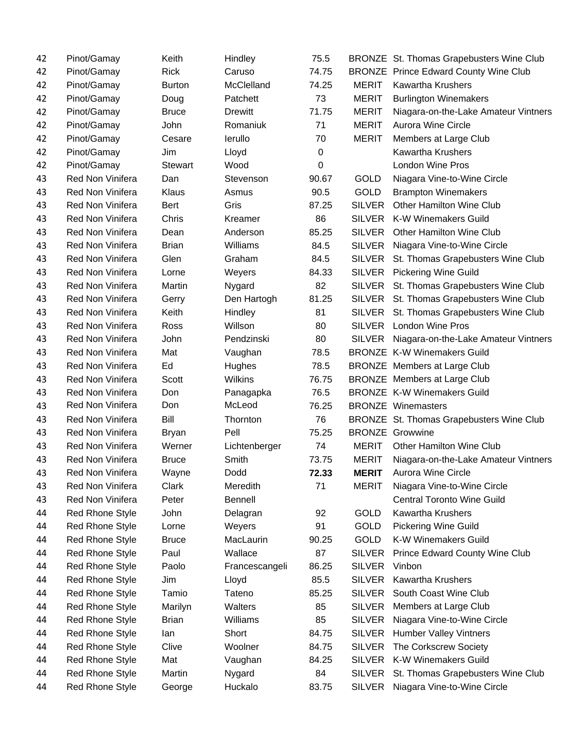| | | | | | | |
|---|---|---|---|---|---|---|
| 42 | Pinot/Gamay | Keith | Hindley | 75.5 | BRONZE | St. Thomas Grapebusters Wine Club |
| 42 | Pinot/Gamay | Rick | Caruso | 74.75 | BRONZE | Prince Edward County Wine Club |
| 42 | Pinot/Gamay | Burton | McClelland | 74.25 | MERIT | Kawartha Krushers |
| 42 | Pinot/Gamay | Doug | Patchett | 73 | MERIT | Burlington Winemakers |
| 42 | Pinot/Gamay | Bruce | Drewitt | 71.75 | MERIT | Niagara-on-the-Lake Amateur Vintners |
| 42 | Pinot/Gamay | John | Romaniuk | 71 | MERIT | Aurora Wine Circle |
| 42 | Pinot/Gamay | Cesare | Ierullo | 70 | MERIT | Members at Large Club |
| 42 | Pinot/Gamay | Jim | Lloyd | 0 | | Kawartha Krushers |
| 42 | Pinot/Gamay | Stewart | Wood | 0 | | London Wine Pros |
| 43 | Red Non Vinifera | Dan | Stevenson | 90.67 | GOLD | Niagara Vine-to-Wine Circle |
| 43 | Red Non Vinifera | Klaus | Asmus | 90.5 | GOLD | Brampton Winemakers |
| 43 | Red Non Vinifera | Bert | Gris | 87.25 | SILVER | Other Hamilton Wine Club |
| 43 | Red Non Vinifera | Chris | Kreamer | 86 | SILVER | K-W Winemakers Guild |
| 43 | Red Non Vinifera | Dean | Anderson | 85.25 | SILVER | Other Hamilton Wine Club |
| 43 | Red Non Vinifera | Brian | Williams | 84.5 | SILVER | Niagara Vine-to-Wine Circle |
| 43 | Red Non Vinifera | Glen | Graham | 84.5 | SILVER | St. Thomas Grapebusters Wine Club |
| 43 | Red Non Vinifera | Lorne | Weyers | 84.33 | SILVER | Pickering Wine Guild |
| 43 | Red Non Vinifera | Martin | Nygard | 82 | SILVER | St. Thomas Grapebusters Wine Club |
| 43 | Red Non Vinifera | Gerry | Den Hartogh | 81.25 | SILVER | St. Thomas Grapebusters Wine Club |
| 43 | Red Non Vinifera | Keith | Hindley | 81 | SILVER | St. Thomas Grapebusters Wine Club |
| 43 | Red Non Vinifera | Ross | Willson | 80 | SILVER | London Wine Pros |
| 43 | Red Non Vinifera | John | Pendzinski | 80 | SILVER | Niagara-on-the-Lake Amateur Vintners |
| 43 | Red Non Vinifera | Mat | Vaughan | 78.5 | BRONZE | K-W Winemakers Guild |
| 43 | Red Non Vinifera | Ed | Hughes | 78.5 | BRONZE | Members at Large Club |
| 43 | Red Non Vinifera | Scott | Wilkins | 76.75 | BRONZE | Members at Large Club |
| 43 | Red Non Vinifera | Don | Panagapka | 76.5 | BRONZE | K-W Winemakers Guild |
| 43 | Red Non Vinifera | Don | McLeod | 76.25 | BRONZE | Winemasters |
| 43 | Red Non Vinifera | Bill | Thornton | 76 | BRONZE | St. Thomas Grapebusters Wine Club |
| 43 | Red Non Vinifera | Bryan | Pell | 75.25 | BRONZE | Growwine |
| 43 | Red Non Vinifera | Werner | Lichtenberger | 74 | MERIT | Other Hamilton Wine Club |
| 43 | Red Non Vinifera | Bruce | Smith | 73.75 | MERIT | Niagara-on-the-Lake Amateur Vintners |
| 43 | Red Non Vinifera | Wayne | Dodd | **72.33** | **MERIT** | Aurora Wine Circle |
| 43 | Red Non Vinifera | Clark | Meredith | 71 | MERIT | Niagara Vine-to-Wine Circle |
| 43 | Red Non Vinifera | Peter | Bennell | | | Central Toronto Wine Guild |
| 44 | Red Rhone Style | John | Delagran | 92 | GOLD | Kawartha Krushers |
| 44 | Red Rhone Style | Lorne | Weyers | 91 | GOLD | Pickering Wine Guild |
| 44 | Red Rhone Style | Bruce | MacLaurin | 90.25 | GOLD | K-W Winemakers Guild |
| 44 | Red Rhone Style | Paul | Wallace | 87 | SILVER | Prince Edward County Wine Club |
| 44 | Red Rhone Style | Paolo | Francescangeli | 86.25 | SILVER | Vinbon |
| 44 | Red Rhone Style | Jim | Lloyd | 85.5 | SILVER | Kawartha Krushers |
| 44 | Red Rhone Style | Tamio | Tateno | 85.25 | SILVER | South Coast Wine Club |
| 44 | Red Rhone Style | Marilyn | Walters | 85 | SILVER | Members at Large Club |
| 44 | Red Rhone Style | Brian | Williams | 85 | SILVER | Niagara Vine-to-Wine Circle |
| 44 | Red Rhone Style | Ian | Short | 84.75 | SILVER | Humber Valley Vintners |
| 44 | Red Rhone Style | Clive | Woolner | 84.75 | SILVER | The Corkscrew Society |
| 44 | Red Rhone Style | Mat | Vaughan | 84.25 | SILVER | K-W Winemakers Guild |
| 44 | Red Rhone Style | Martin | Nygard | 84 | SILVER | St. Thomas Grapebusters Wine Club |
| 44 | Red Rhone Style | George | Huckalo | 83.75 | SILVER | Niagara Vine-to-Wine Circle |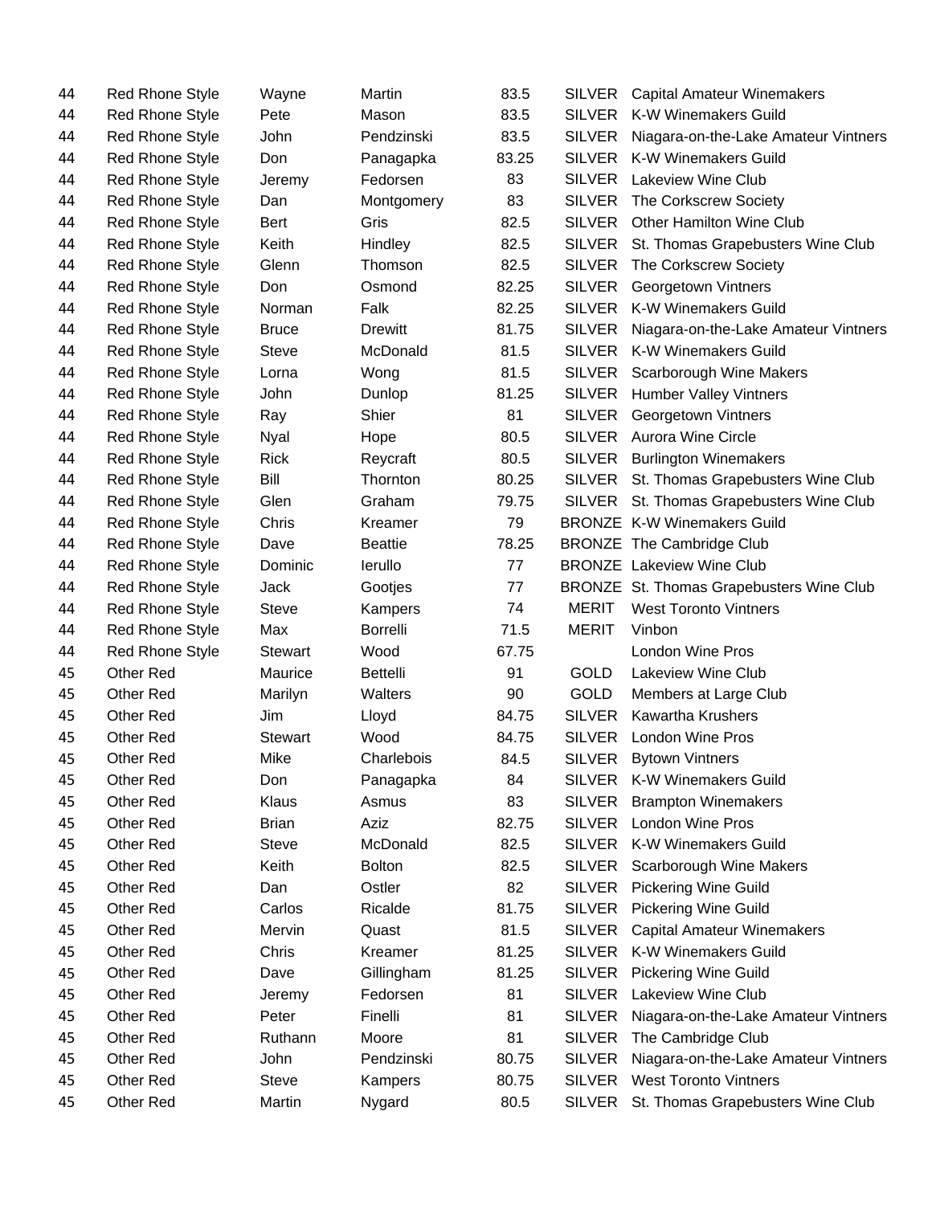| | | | | | | |
|---|---|---|---|---|---|---|
| 44 | Red Rhone Style | Wayne | Martin | 83.5 | SILVER | Capital Amateur Winemakers |
| 44 | Red Rhone Style | Pete | Mason | 83.5 | SILVER | K-W Winemakers Guild |
| 44 | Red Rhone Style | John | Pendzinski | 83.5 | SILVER | Niagara-on-the-Lake Amateur Vintners |
| 44 | Red Rhone Style | Don | Panagapka | 83.25 | SILVER | K-W Winemakers Guild |
| 44 | Red Rhone Style | Jeremy | Fedorsen | 83 | SILVER | Lakeview Wine Club |
| 44 | Red Rhone Style | Dan | Montgomery | 83 | SILVER | The Corkscrew Society |
| 44 | Red Rhone Style | Bert | Gris | 82.5 | SILVER | Other Hamilton Wine Club |
| 44 | Red Rhone Style | Keith | Hindley | 82.5 | SILVER | St. Thomas Grapebusters Wine Club |
| 44 | Red Rhone Style | Glenn | Thomson | 82.5 | SILVER | The Corkscrew Society |
| 44 | Red Rhone Style | Don | Osmond | 82.25 | SILVER | Georgetown Vintners |
| 44 | Red Rhone Style | Norman | Falk | 82.25 | SILVER | K-W Winemakers Guild |
| 44 | Red Rhone Style | Bruce | Drewitt | 81.75 | SILVER | Niagara-on-the-Lake Amateur Vintners |
| 44 | Red Rhone Style | Steve | McDonald | 81.5 | SILVER | K-W Winemakers Guild |
| 44 | Red Rhone Style | Lorna | Wong | 81.5 | SILVER | Scarborough Wine Makers |
| 44 | Red Rhone Style | John | Dunlop | 81.25 | SILVER | Humber Valley Vintners |
| 44 | Red Rhone Style | Ray | Shier | 81 | SILVER | Georgetown Vintners |
| 44 | Red Rhone Style | Nyal | Hope | 80.5 | SILVER | Aurora Wine Circle |
| 44 | Red Rhone Style | Rick | Reycraft | 80.5 | SILVER | Burlington Winemakers |
| 44 | Red Rhone Style | Bill | Thornton | 80.25 | SILVER | St. Thomas Grapebusters Wine Club |
| 44 | Red Rhone Style | Glen | Graham | 79.75 | SILVER | St. Thomas Grapebusters Wine Club |
| 44 | Red Rhone Style | Chris | Kreamer | 79 | BRONZE | K-W Winemakers Guild |
| 44 | Red Rhone Style | Dave | Beattie | 78.25 | BRONZE | The Cambridge Club |
| 44 | Red Rhone Style | Dominic | Ierullo | 77 | BRONZE | Lakeview Wine Club |
| 44 | Red Rhone Style | Jack | Gootjes | 77 | BRONZE | St. Thomas Grapebusters Wine Club |
| 44 | Red Rhone Style | Steve | Kampers | 74 | MERIT | West Toronto Vintners |
| 44 | Red Rhone Style | Max | Borrelli | 71.5 | MERIT | Vinbon |
| 44 | Red Rhone Style | Stewart | Wood | 67.75 | | London Wine Pros |
| 45 | Other Red | Maurice | Bettelli | 91 | GOLD | Lakeview Wine Club |
| 45 | Other Red | Marilyn | Walters | 90 | GOLD | Members at Large Club |
| 45 | Other Red | Jim | Lloyd | 84.75 | SILVER | Kawartha Krushers |
| 45 | Other Red | Stewart | Wood | 84.75 | SILVER | London Wine Pros |
| 45 | Other Red | Mike | Charlebois | 84.5 | SILVER | Bytown Vintners |
| 45 | Other Red | Don | Panagapka | 84 | SILVER | K-W Winemakers Guild |
| 45 | Other Red | Klaus | Asmus | 83 | SILVER | Brampton Winemakers |
| 45 | Other Red | Brian | Aziz | 82.75 | SILVER | London Wine Pros |
| 45 | Other Red | Steve | McDonald | 82.5 | SILVER | K-W Winemakers Guild |
| 45 | Other Red | Keith | Bolton | 82.5 | SILVER | Scarborough Wine Makers |
| 45 | Other Red | Dan | Ostler | 82 | SILVER | Pickering Wine Guild |
| 45 | Other Red | Carlos | Ricalde | 81.75 | SILVER | Pickering Wine Guild |
| 45 | Other Red | Mervin | Quast | 81.5 | SILVER | Capital Amateur Winemakers |
| 45 | Other Red | Chris | Kreamer | 81.25 | SILVER | K-W Winemakers Guild |
| 45 | Other Red | Dave | Gillingham | 81.25 | SILVER | Pickering Wine Guild |
| 45 | Other Red | Jeremy | Fedorsen | 81 | SILVER | Lakeview Wine Club |
| 45 | Other Red | Peter | Finelli | 81 | SILVER | Niagara-on-the-Lake Amateur Vintners |
| 45 | Other Red | Ruthann | Moore | 81 | SILVER | The Cambridge Club |
| 45 | Other Red | John | Pendzinski | 80.75 | SILVER | Niagara-on-the-Lake Amateur Vintners |
| 45 | Other Red | Steve | Kampers | 80.75 | SILVER | West Toronto Vintners |
| 45 | Other Red | Martin | Nygard | 80.5 | SILVER | St. Thomas Grapebusters Wine Club |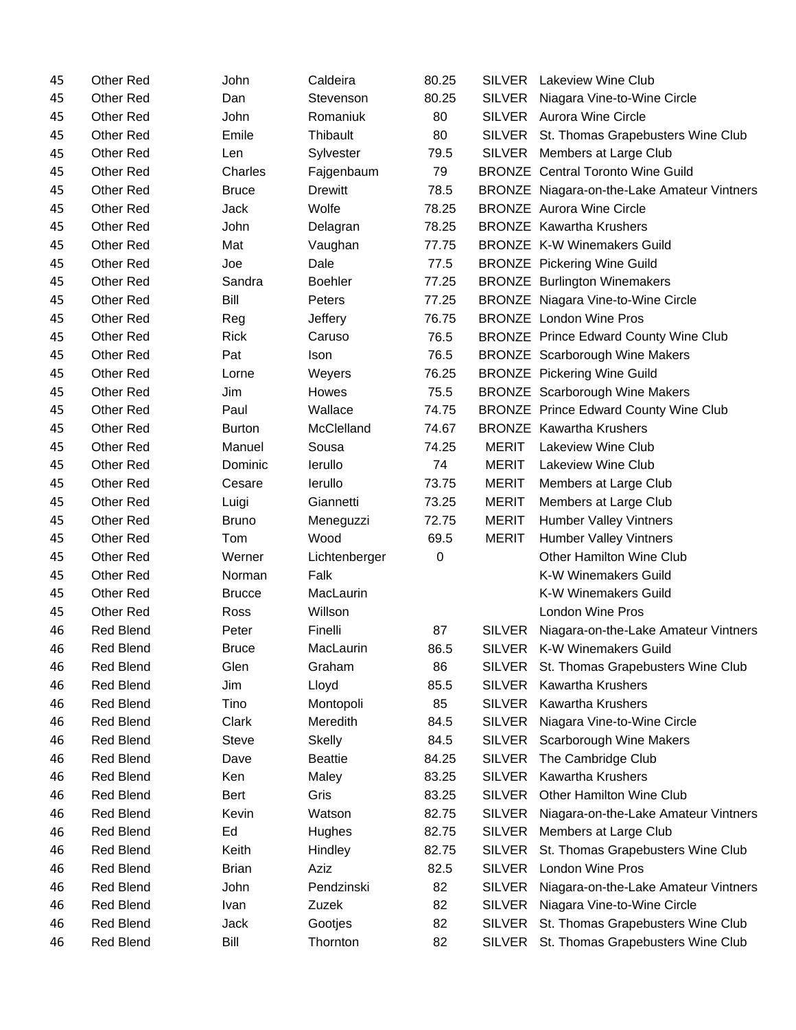| | | | | | | |
|---|---|---|---|---|---|---|
| 45 | Other Red | John | Caldeira | 80.25 | SILVER | Lakeview Wine Club |
| 45 | Other Red | Dan | Stevenson | 80.25 | SILVER | Niagara Vine-to-Wine Circle |
| 45 | Other Red | John | Romaniuk | 80 | SILVER | Aurora Wine Circle |
| 45 | Other Red | Emile | Thibault | 80 | SILVER | St. Thomas Grapebusters Wine Club |
| 45 | Other Red | Len | Sylvester | 79.5 | SILVER | Members at Large Club |
| 45 | Other Red | Charles | Fajgenbaum | 79 | BRONZE | Central Toronto Wine Guild |
| 45 | Other Red | Bruce | Drewitt | 78.5 | BRONZE | Niagara-on-the-Lake Amateur Vintners |
| 45 | Other Red | Jack | Wolfe | 78.25 | BRONZE | Aurora Wine Circle |
| 45 | Other Red | John | Delagran | 78.25 | BRONZE | Kawartha Krushers |
| 45 | Other Red | Mat | Vaughan | 77.75 | BRONZE | K-W Winemakers Guild |
| 45 | Other Red | Joe | Dale | 77.5 | BRONZE | Pickering Wine Guild |
| 45 | Other Red | Sandra | Boehler | 77.25 | BRONZE | Burlington Winemakers |
| 45 | Other Red | Bill | Peters | 77.25 | BRONZE | Niagara Vine-to-Wine Circle |
| 45 | Other Red | Reg | Jeffery | 76.75 | BRONZE | London Wine Pros |
| 45 | Other Red | Rick | Caruso | 76.5 | BRONZE | Prince Edward County Wine Club |
| 45 | Other Red | Pat | Ison | 76.5 | BRONZE | Scarborough Wine Makers |
| 45 | Other Red | Lorne | Weyers | 76.25 | BRONZE | Pickering Wine Guild |
| 45 | Other Red | Jim | Howes | 75.5 | BRONZE | Scarborough Wine Makers |
| 45 | Other Red | Paul | Wallace | 74.75 | BRONZE | Prince Edward County Wine Club |
| 45 | Other Red | Burton | McClelland | 74.67 | BRONZE | Kawartha Krushers |
| 45 | Other Red | Manuel | Sousa | 74.25 | MERIT | Lakeview Wine Club |
| 45 | Other Red | Dominic | Ierullo | 74 | MERIT | Lakeview Wine Club |
| 45 | Other Red | Cesare | Ierullo | 73.75 | MERIT | Members at Large Club |
| 45 | Other Red | Luigi | Giannetti | 73.25 | MERIT | Members at Large Club |
| 45 | Other Red | Bruno | Meneguzzi | 72.75 | MERIT | Humber Valley Vintners |
| 45 | Other Red | Tom | Wood | 69.5 | MERIT | Humber Valley Vintners |
| 45 | Other Red | Werner | Lichtenberger | 0 | | Other Hamilton Wine Club |
| 45 | Other Red | Norman | Falk | | | K-W Winemakers Guild |
| 45 | Other Red | Brucce | MacLaurin | | | K-W Winemakers Guild |
| 45 | Other Red | Ross | Willson | | | London Wine Pros |
| 46 | Red Blend | Peter | Finelli | 87 | SILVER | Niagara-on-the-Lake Amateur Vintners |
| 46 | Red Blend | Bruce | MacLaurin | 86.5 | SILVER | K-W Winemakers Guild |
| 46 | Red Blend | Glen | Graham | 86 | SILVER | St. Thomas Grapebusters Wine Club |
| 46 | Red Blend | Jim | Lloyd | 85.5 | SILVER | Kawartha Krushers |
| 46 | Red Blend | Tino | Montopoli | 85 | SILVER | Kawartha Krushers |
| 46 | Red Blend | Clark | Meredith | 84.5 | SILVER | Niagara Vine-to-Wine Circle |
| 46 | Red Blend | Steve | Skelly | 84.5 | SILVER | Scarborough Wine Makers |
| 46 | Red Blend | Dave | Beattie | 84.25 | SILVER | The Cambridge Club |
| 46 | Red Blend | Ken | Maley | 83.25 | SILVER | Kawartha Krushers |
| 46 | Red Blend | Bert | Gris | 83.25 | SILVER | Other Hamilton Wine Club |
| 46 | Red Blend | Kevin | Watson | 82.75 | SILVER | Niagara-on-the-Lake Amateur Vintners |
| 46 | Red Blend | Ed | Hughes | 82.75 | SILVER | Members at Large Club |
| 46 | Red Blend | Keith | Hindley | 82.75 | SILVER | St. Thomas Grapebusters Wine Club |
| 46 | Red Blend | Brian | Aziz | 82.5 | SILVER | London Wine Pros |
| 46 | Red Blend | John | Pendzinski | 82 | SILVER | Niagara-on-the-Lake Amateur Vintners |
| 46 | Red Blend | Ivan | Zuzek | 82 | SILVER | Niagara Vine-to-Wine Circle |
| 46 | Red Blend | Jack | Gootjes | 82 | SILVER | St. Thomas Grapebusters Wine Club |
| 46 | Red Blend | Bill | Thornton | 82 | SILVER | St. Thomas Grapebusters Wine Club |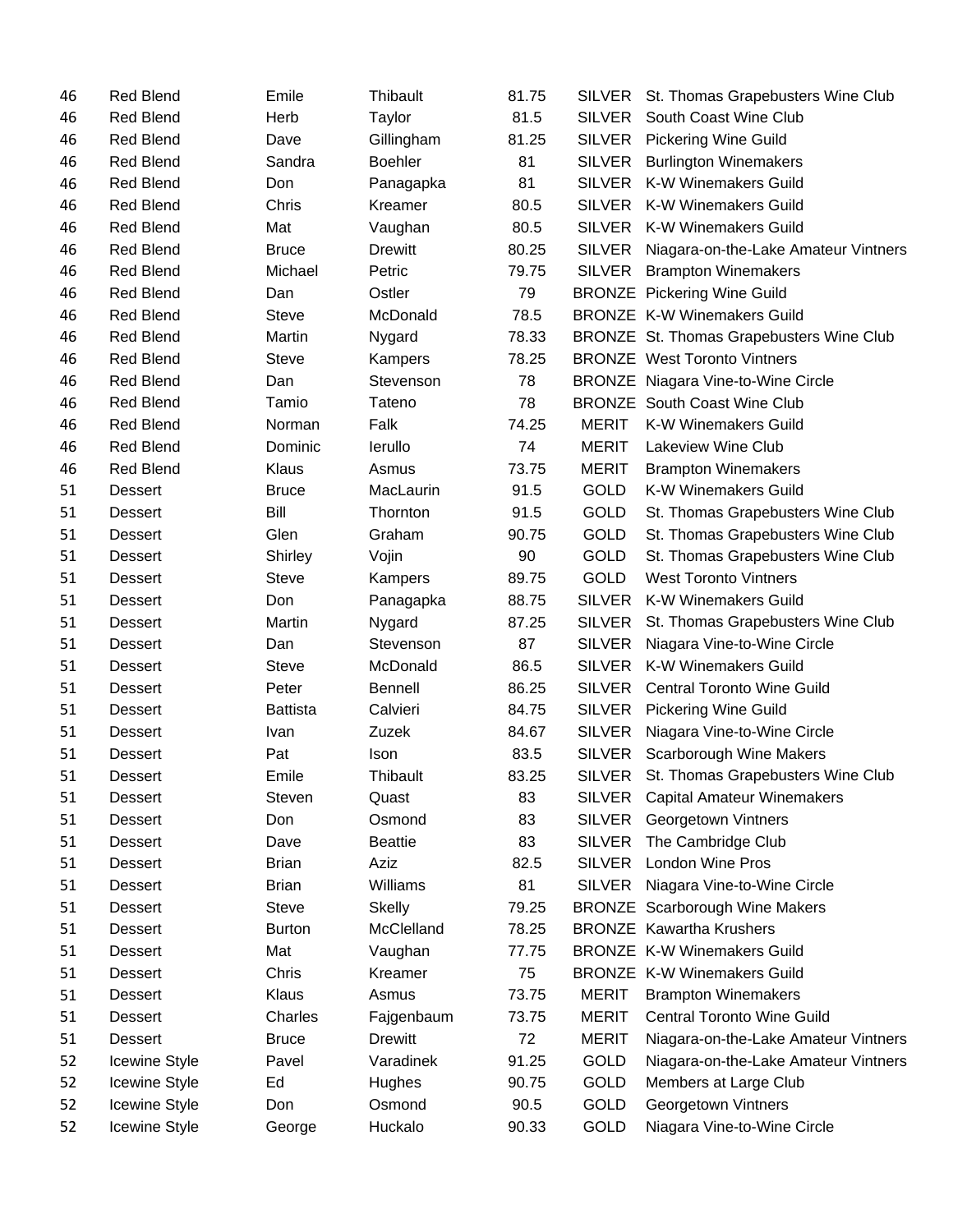| | | | | | | |
|---|---|---|---|---|---|---|
| 46 | Red Blend | Emile | Thibault | 81.75 | SILVER | St. Thomas Grapebusters Wine Club |
| 46 | Red Blend | Herb | Taylor | 81.5 | SILVER | South Coast Wine Club |
| 46 | Red Blend | Dave | Gillingham | 81.25 | SILVER | Pickering Wine Guild |
| 46 | Red Blend | Sandra | Boehler | 81 | SILVER | Burlington Winemakers |
| 46 | Red Blend | Don | Panagapka | 81 | SILVER | K-W Winemakers Guild |
| 46 | Red Blend | Chris | Kreamer | 80.5 | SILVER | K-W Winemakers Guild |
| 46 | Red Blend | Mat | Vaughan | 80.5 | SILVER | K-W Winemakers Guild |
| 46 | Red Blend | Bruce | Drewitt | 80.25 | SILVER | Niagara-on-the-Lake Amateur Vintners |
| 46 | Red Blend | Michael | Petric | 79.75 | SILVER | Brampton Winemakers |
| 46 | Red Blend | Dan | Ostler | 79 | BRONZE | Pickering Wine Guild |
| 46 | Red Blend | Steve | McDonald | 78.5 | BRONZE | K-W Winemakers Guild |
| 46 | Red Blend | Martin | Nygard | 78.33 | BRONZE | St. Thomas Grapebusters Wine Club |
| 46 | Red Blend | Steve | Kampers | 78.25 | BRONZE | West Toronto Vintners |
| 46 | Red Blend | Dan | Stevenson | 78 | BRONZE | Niagara Vine-to-Wine Circle |
| 46 | Red Blend | Tamio | Tateno | 78 | BRONZE | South Coast Wine Club |
| 46 | Red Blend | Norman | Falk | 74.25 | MERIT | K-W Winemakers Guild |
| 46 | Red Blend | Dominic | Ierullo | 74 | MERIT | Lakeview Wine Club |
| 46 | Red Blend | Klaus | Asmus | 73.75 | MERIT | Brampton Winemakers |
| 51 | Dessert | Bruce | MacLaurin | 91.5 | GOLD | K-W Winemakers Guild |
| 51 | Dessert | Bill | Thornton | 91.5 | GOLD | St. Thomas Grapebusters Wine Club |
| 51 | Dessert | Glen | Graham | 90.75 | GOLD | St. Thomas Grapebusters Wine Club |
| 51 | Dessert | Shirley | Vojin | 90 | GOLD | St. Thomas Grapebusters Wine Club |
| 51 | Dessert | Steve | Kampers | 89.75 | GOLD | West Toronto Vintners |
| 51 | Dessert | Don | Panagapka | 88.75 | SILVER | K-W Winemakers Guild |
| 51 | Dessert | Martin | Nygard | 87.25 | SILVER | St. Thomas Grapebusters Wine Club |
| 51 | Dessert | Dan | Stevenson | 87 | SILVER | Niagara Vine-to-Wine Circle |
| 51 | Dessert | Steve | McDonald | 86.5 | SILVER | K-W Winemakers Guild |
| 51 | Dessert | Peter | Bennell | 86.25 | SILVER | Central Toronto Wine Guild |
| 51 | Dessert | Battista | Calvieri | 84.75 | SILVER | Pickering Wine Guild |
| 51 | Dessert | Ivan | Zuzek | 84.67 | SILVER | Niagara Vine-to-Wine Circle |
| 51 | Dessert | Pat | Ison | 83.5 | SILVER | Scarborough Wine Makers |
| 51 | Dessert | Emile | Thibault | 83.25 | SILVER | St. Thomas Grapebusters Wine Club |
| 51 | Dessert | Steven | Quast | 83 | SILVER | Capital Amateur Winemakers |
| 51 | Dessert | Don | Osmond | 83 | SILVER | Georgetown Vintners |
| 51 | Dessert | Dave | Beattie | 83 | SILVER | The Cambridge Club |
| 51 | Dessert | Brian | Aziz | 82.5 | SILVER | London Wine Pros |
| 51 | Dessert | Brian | Williams | 81 | SILVER | Niagara Vine-to-Wine Circle |
| 51 | Dessert | Steve | Skelly | 79.25 | BRONZE | Scarborough Wine Makers |
| 51 | Dessert | Burton | McClelland | 78.25 | BRONZE | Kawartha Krushers |
| 51 | Dessert | Mat | Vaughan | 77.75 | BRONZE | K-W Winemakers Guild |
| 51 | Dessert | Chris | Kreamer | 75 | BRONZE | K-W Winemakers Guild |
| 51 | Dessert | Klaus | Asmus | 73.75 | MERIT | Brampton Winemakers |
| 51 | Dessert | Charles | Fajgenbaum | 73.75 | MERIT | Central Toronto Wine Guild |
| 51 | Dessert | Bruce | Drewitt | 72 | MERIT | Niagara-on-the-Lake Amateur Vintners |
| 52 | Icewine Style | Pavel | Varadinek | 91.25 | GOLD | Niagara-on-the-Lake Amateur Vintners |
| 52 | Icewine Style | Ed | Hughes | 90.75 | GOLD | Members at Large Club |
| 52 | Icewine Style | Don | Osmond | 90.5 | GOLD | Georgetown Vintners |
| 52 | Icewine Style | George | Huckalo | 90.33 | GOLD | Niagara Vine-to-Wine Circle |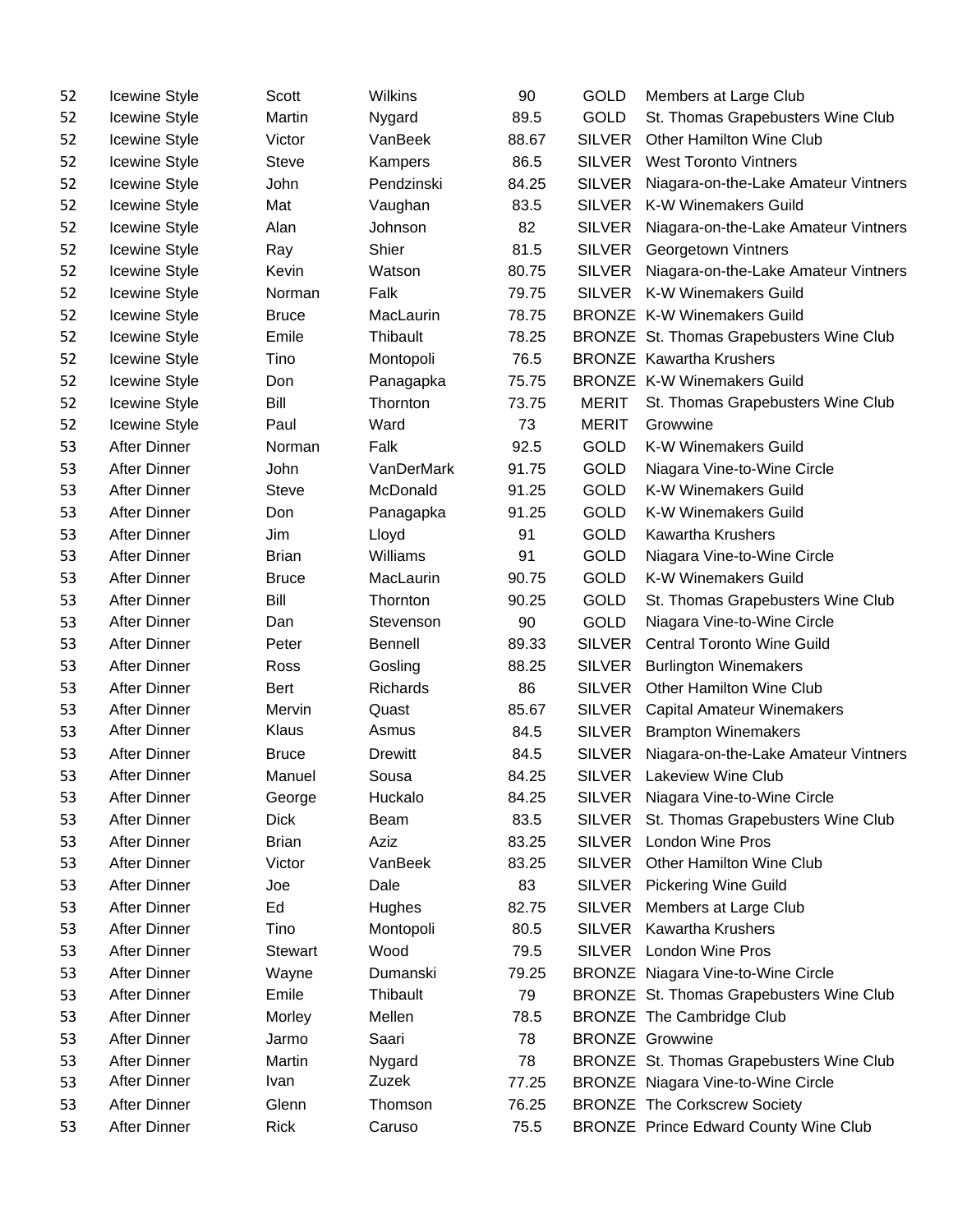| | | | | | | |
|---|---|---|---|---|---|---|
| 52 | Icewine Style | Scott | Wilkins | 90 | GOLD | Members at Large Club |
| 52 | Icewine Style | Martin | Nygard | 89.5 | GOLD | St. Thomas Grapebusters Wine Club |
| 52 | Icewine Style | Victor | VanBeek | 88.67 | SILVER | Other Hamilton Wine Club |
| 52 | Icewine Style | Steve | Kampers | 86.5 | SILVER | West Toronto Vintners |
| 52 | Icewine Style | John | Pendzinski | 84.25 | SILVER | Niagara-on-the-Lake Amateur Vintners |
| 52 | Icewine Style | Mat | Vaughan | 83.5 | SILVER | K-W Winemakers Guild |
| 52 | Icewine Style | Alan | Johnson | 82 | SILVER | Niagara-on-the-Lake Amateur Vintners |
| 52 | Icewine Style | Ray | Shier | 81.5 | SILVER | Georgetown Vintners |
| 52 | Icewine Style | Kevin | Watson | 80.75 | SILVER | Niagara-on-the-Lake Amateur Vintners |
| 52 | Icewine Style | Norman | Falk | 79.75 | SILVER | K-W Winemakers Guild |
| 52 | Icewine Style | Bruce | MacLaurin | 78.75 | BRONZE | K-W Winemakers Guild |
| 52 | Icewine Style | Emile | Thibault | 78.25 | BRONZE | St. Thomas Grapebusters Wine Club |
| 52 | Icewine Style | Tino | Montopoli | 76.5 | BRONZE | Kawartha Krushers |
| 52 | Icewine Style | Don | Panagapka | 75.75 | BRONZE | K-W Winemakers Guild |
| 52 | Icewine Style | Bill | Thornton | 73.75 | MERIT | St. Thomas Grapebusters Wine Club |
| 52 | Icewine Style | Paul | Ward | 73 | MERIT | Growwine |
| 53 | After Dinner | Norman | Falk | 92.5 | GOLD | K-W Winemakers Guild |
| 53 | After Dinner | John | VanDerMark | 91.75 | GOLD | Niagara Vine-to-Wine Circle |
| 53 | After Dinner | Steve | McDonald | 91.25 | GOLD | K-W Winemakers Guild |
| 53 | After Dinner | Don | Panagapka | 91.25 | GOLD | K-W Winemakers Guild |
| 53 | After Dinner | Jim | Lloyd | 91 | GOLD | Kawartha Krushers |
| 53 | After Dinner | Brian | Williams | 91 | GOLD | Niagara Vine-to-Wine Circle |
| 53 | After Dinner | Bruce | MacLaurin | 90.75 | GOLD | K-W Winemakers Guild |
| 53 | After Dinner | Bill | Thornton | 90.25 | GOLD | St. Thomas Grapebusters Wine Club |
| 53 | After Dinner | Dan | Stevenson | 90 | GOLD | Niagara Vine-to-Wine Circle |
| 53 | After Dinner | Peter | Bennell | 89.33 | SILVER | Central Toronto Wine Guild |
| 53 | After Dinner | Ross | Gosling | 88.25 | SILVER | Burlington Winemakers |
| 53 | After Dinner | Bert | Richards | 86 | SILVER | Other Hamilton Wine Club |
| 53 | After Dinner | Mervin | Quast | 85.67 | SILVER | Capital Amateur Winemakers |
| 53 | After Dinner | Klaus | Asmus | 84.5 | SILVER | Brampton Winemakers |
| 53 | After Dinner | Bruce | Drewitt | 84.5 | SILVER | Niagara-on-the-Lake Amateur Vintners |
| 53 | After Dinner | Manuel | Sousa | 84.25 | SILVER | Lakeview Wine Club |
| 53 | After Dinner | George | Huckalo | 84.25 | SILVER | Niagara Vine-to-Wine Circle |
| 53 | After Dinner | Dick | Beam | 83.5 | SILVER | St. Thomas Grapebusters Wine Club |
| 53 | After Dinner | Brian | Aziz | 83.25 | SILVER | London Wine Pros |
| 53 | After Dinner | Victor | VanBeek | 83.25 | SILVER | Other Hamilton Wine Club |
| 53 | After Dinner | Joe | Dale | 83 | SILVER | Pickering Wine Guild |
| 53 | After Dinner | Ed | Hughes | 82.75 | SILVER | Members at Large Club |
| 53 | After Dinner | Tino | Montopoli | 80.5 | SILVER | Kawartha Krushers |
| 53 | After Dinner | Stewart | Wood | 79.5 | SILVER | London Wine Pros |
| 53 | After Dinner | Wayne | Dumanski | 79.25 | BRONZE | Niagara Vine-to-Wine Circle |
| 53 | After Dinner | Emile | Thibault | 79 | BRONZE | St. Thomas Grapebusters Wine Club |
| 53 | After Dinner | Morley | Mellen | 78.5 | BRONZE | The Cambridge Club |
| 53 | After Dinner | Jarmo | Saari | 78 | BRONZE | Growwine |
| 53 | After Dinner | Martin | Nygard | 78 | BRONZE | St. Thomas Grapebusters Wine Club |
| 53 | After Dinner | Ivan | Zuzek | 77.25 | BRONZE | Niagara Vine-to-Wine Circle |
| 53 | After Dinner | Glenn | Thomson | 76.25 | BRONZE | The Corkscrew Society |
| 53 | After Dinner | Rick | Caruso | 75.5 | BRONZE | Prince Edward County Wine Club |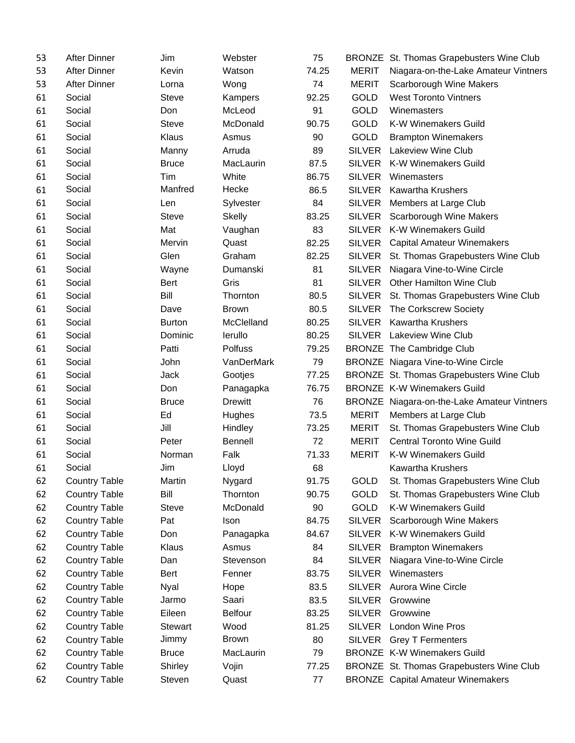| | | | | | | |
|---|---|---|---|---|---|---|
| 53 | After Dinner | Jim | Webster | 75 | BRONZE | St. Thomas Grapebusters Wine Club |
| 53 | After Dinner | Kevin | Watson | 74.25 | MERIT | Niagara-on-the-Lake Amateur Vintners |
| 53 | After Dinner | Lorna | Wong | 74 | MERIT | Scarborough Wine Makers |
| 61 | Social | Steve | Kampers | 92.25 | GOLD | West Toronto Vintners |
| 61 | Social | Don | McLeod | 91 | GOLD | Winemasters |
| 61 | Social | Steve | McDonald | 90.75 | GOLD | K-W Winemakers Guild |
| 61 | Social | Klaus | Asmus | 90 | GOLD | Brampton Winemakers |
| 61 | Social | Manny | Arruda | 89 | SILVER | Lakeview Wine Club |
| 61 | Social | Bruce | MacLaurin | 87.5 | SILVER | K-W Winemakers Guild |
| 61 | Social | Tim | White | 86.75 | SILVER | Winemasters |
| 61 | Social | Manfred | Hecke | 86.5 | SILVER | Kawartha Krushers |
| 61 | Social | Len | Sylvester | 84 | SILVER | Members at Large Club |
| 61 | Social | Steve | Skelly | 83.25 | SILVER | Scarborough Wine Makers |
| 61 | Social | Mat | Vaughan | 83 | SILVER | K-W Winemakers Guild |
| 61 | Social | Mervin | Quast | 82.25 | SILVER | Capital Amateur Winemakers |
| 61 | Social | Glen | Graham | 82.25 | SILVER | St. Thomas Grapebusters Wine Club |
| 61 | Social | Wayne | Dumanski | 81 | SILVER | Niagara Vine-to-Wine Circle |
| 61 | Social | Bert | Gris | 81 | SILVER | Other Hamilton Wine Club |
| 61 | Social | Bill | Thornton | 80.5 | SILVER | St. Thomas Grapebusters Wine Club |
| 61 | Social | Dave | Brown | 80.5 | SILVER | The Corkscrew Society |
| 61 | Social | Burton | McClelland | 80.25 | SILVER | Kawartha Krushers |
| 61 | Social | Dominic | Ierullo | 80.25 | SILVER | Lakeview Wine Club |
| 61 | Social | Patti | Polfuss | 79.25 | BRONZE | The Cambridge Club |
| 61 | Social | John | VanDerMark | 79 | BRONZE | Niagara Vine-to-Wine Circle |
| 61 | Social | Jack | Gootjes | 77.25 | BRONZE | St. Thomas Grapebusters Wine Club |
| 61 | Social | Don | Panagapka | 76.75 | BRONZE | K-W Winemakers Guild |
| 61 | Social | Bruce | Drewitt | 76 | BRONZE | Niagara-on-the-Lake Amateur Vintners |
| 61 | Social | Ed | Hughes | 73.5 | MERIT | Members at Large Club |
| 61 | Social | Jill | Hindley | 73.25 | MERIT | St. Thomas Grapebusters Wine Club |
| 61 | Social | Peter | Bennell | 72 | MERIT | Central Toronto Wine Guild |
| 61 | Social | Norman | Falk | 71.33 | MERIT | K-W Winemakers Guild |
| 61 | Social | Jim | Lloyd | 68 | | Kawartha Krushers |
| 62 | Country Table | Martin | Nygard | 91.75 | GOLD | St. Thomas Grapebusters Wine Club |
| 62 | Country Table | Bill | Thornton | 90.75 | GOLD | St. Thomas Grapebusters Wine Club |
| 62 | Country Table | Steve | McDonald | 90 | GOLD | K-W Winemakers Guild |
| 62 | Country Table | Pat | Ison | 84.75 | SILVER | Scarborough Wine Makers |
| 62 | Country Table | Don | Panagapka | 84.67 | SILVER | K-W Winemakers Guild |
| 62 | Country Table | Klaus | Asmus | 84 | SILVER | Brampton Winemakers |
| 62 | Country Table | Dan | Stevenson | 84 | SILVER | Niagara Vine-to-Wine Circle |
| 62 | Country Table | Bert | Fenner | 83.75 | SILVER | Winemasters |
| 62 | Country Table | Nyal | Hope | 83.5 | SILVER | Aurora Wine Circle |
| 62 | Country Table | Jarmo | Saari | 83.5 | SILVER | Growwine |
| 62 | Country Table | Eileen | Belfour | 83.25 | SILVER | Growwine |
| 62 | Country Table | Stewart | Wood | 81.25 | SILVER | London Wine Pros |
| 62 | Country Table | Jimmy | Brown | 80 | SILVER | Grey T Fermenters |
| 62 | Country Table | Bruce | MacLaurin | 79 | BRONZE | K-W Winemakers Guild |
| 62 | Country Table | Shirley | Vojin | 77.25 | BRONZE | St. Thomas Grapebusters Wine Club |
| 62 | Country Table | Steven | Quast | 77 | BRONZE | Capital Amateur Winemakers |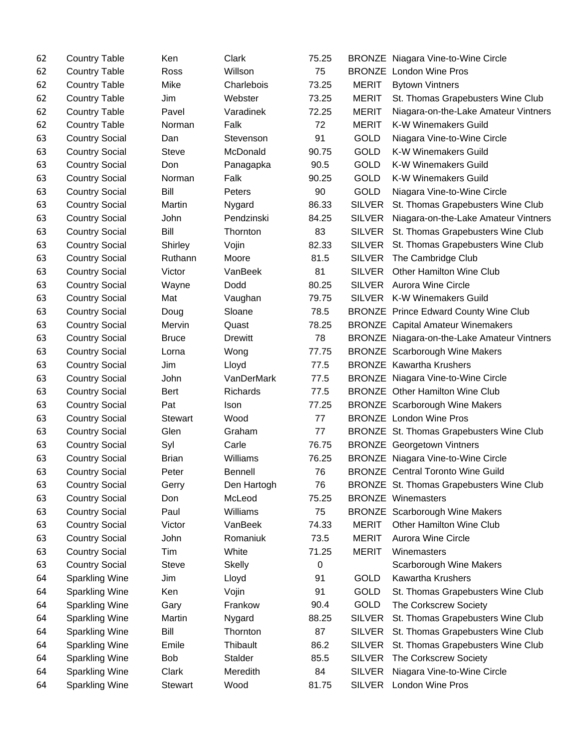| | | | | | | |
|---|---|---|---|---|---|---|
| 62 | Country Table | Ken | Clark | 75.25 | BRONZE | Niagara Vine-to-Wine Circle |
| 62 | Country Table | Ross | Willson | 75 | BRONZE | London Wine Pros |
| 62 | Country Table | Mike | Charlebois | 73.25 | MERIT | Bytown Vintners |
| 62 | Country Table | Jim | Webster | 73.25 | MERIT | St. Thomas Grapebusters Wine Club |
| 62 | Country Table | Pavel | Varadinek | 72.25 | MERIT | Niagara-on-the-Lake Amateur Vintners |
| 62 | Country Table | Norman | Falk | 72 | MERIT | K-W Winemakers Guild |
| 63 | Country Social | Dan | Stevenson | 91 | GOLD | Niagara Vine-to-Wine Circle |
| 63 | Country Social | Steve | McDonald | 90.75 | GOLD | K-W Winemakers Guild |
| 63 | Country Social | Don | Panagapka | 90.5 | GOLD | K-W Winemakers Guild |
| 63 | Country Social | Norman | Falk | 90.25 | GOLD | K-W Winemakers Guild |
| 63 | Country Social | Bill | Peters | 90 | GOLD | Niagara Vine-to-Wine Circle |
| 63 | Country Social | Martin | Nygard | 86.33 | SILVER | St. Thomas Grapebusters Wine Club |
| 63 | Country Social | John | Pendzinski | 84.25 | SILVER | Niagara-on-the-Lake Amateur Vintners |
| 63 | Country Social | Bill | Thornton | 83 | SILVER | St. Thomas Grapebusters Wine Club |
| 63 | Country Social | Shirley | Vojin | 82.33 | SILVER | St. Thomas Grapebusters Wine Club |
| 63 | Country Social | Ruthann | Moore | 81.5 | SILVER | The Cambridge Club |
| 63 | Country Social | Victor | VanBeek | 81 | SILVER | Other Hamilton Wine Club |
| 63 | Country Social | Wayne | Dodd | 80.25 | SILVER | Aurora Wine Circle |
| 63 | Country Social | Mat | Vaughan | 79.75 | SILVER | K-W Winemakers Guild |
| 63 | Country Social | Doug | Sloane | 78.5 | BRONZE | Prince Edward County Wine Club |
| 63 | Country Social | Mervin | Quast | 78.25 | BRONZE | Capital Amateur Winemakers |
| 63 | Country Social | Bruce | Drewitt | 78 | BRONZE | Niagara-on-the-Lake Amateur Vintners |
| 63 | Country Social | Lorna | Wong | 77.75 | BRONZE | Scarborough Wine Makers |
| 63 | Country Social | Jim | Lloyd | 77.5 | BRONZE | Kawartha Krushers |
| 63 | Country Social | John | VanDerMark | 77.5 | BRONZE | Niagara Vine-to-Wine Circle |
| 63 | Country Social | Bert | Richards | 77.5 | BRONZE | Other Hamilton Wine Club |
| 63 | Country Social | Pat | Ison | 77.25 | BRONZE | Scarborough Wine Makers |
| 63 | Country Social | Stewart | Wood | 77 | BRONZE | London Wine Pros |
| 63 | Country Social | Glen | Graham | 77 | BRONZE | St. Thomas Grapebusters Wine Club |
| 63 | Country Social | Syl | Carle | 76.75 | BRONZE | Georgetown Vintners |
| 63 | Country Social | Brian | Williams | 76.25 | BRONZE | Niagara Vine-to-Wine Circle |
| 63 | Country Social | Peter | Bennell | 76 | BRONZE | Central Toronto Wine Guild |
| 63 | Country Social | Gerry | Den Hartogh | 76 | BRONZE | St. Thomas Grapebusters Wine Club |
| 63 | Country Social | Don | McLeod | 75.25 | BRONZE | Winemasters |
| 63 | Country Social | Paul | Williams | 75 | BRONZE | Scarborough Wine Makers |
| 63 | Country Social | Victor | VanBeek | 74.33 | MERIT | Other Hamilton Wine Club |
| 63 | Country Social | John | Romaniuk | 73.5 | MERIT | Aurora Wine Circle |
| 63 | Country Social | Tim | White | 71.25 | MERIT | Winemasters |
| 63 | Country Social | Steve | Skelly | 0 | | Scarborough Wine Makers |
| 64 | Sparkling Wine | Jim | Lloyd | 91 | GOLD | Kawartha Krushers |
| 64 | Sparkling Wine | Ken | Vojin | 91 | GOLD | St. Thomas Grapebusters Wine Club |
| 64 | Sparkling Wine | Gary | Frankow | 90.4 | GOLD | The Corkscrew Society |
| 64 | Sparkling Wine | Martin | Nygard | 88.25 | SILVER | St. Thomas Grapebusters Wine Club |
| 64 | Sparkling Wine | Bill | Thornton | 87 | SILVER | St. Thomas Grapebusters Wine Club |
| 64 | Sparkling Wine | Emile | Thibault | 86.2 | SILVER | St. Thomas Grapebusters Wine Club |
| 64 | Sparkling Wine | Bob | Stalder | 85.5 | SILVER | The Corkscrew Society |
| 64 | Sparkling Wine | Clark | Meredith | 84 | SILVER | Niagara Vine-to-Wine Circle |
| 64 | Sparkling Wine | Stewart | Wood | 81.75 | SILVER | London Wine Pros |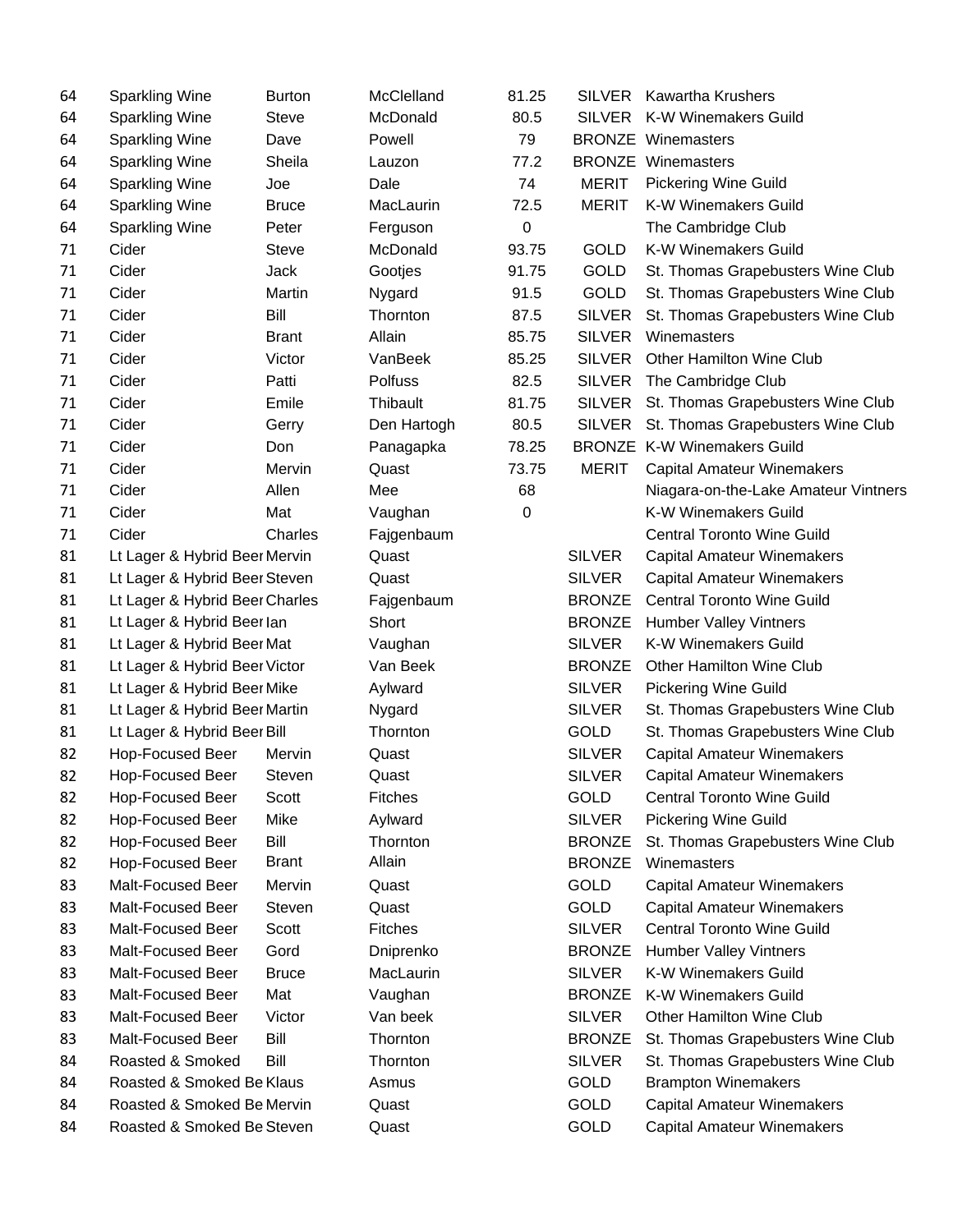| | | | | | | |
|---|---|---|---|---|---|---|
| 64 | Sparkling Wine | Burton | McClelland | 81.25 | SILVER | Kawartha Krushers |
| 64 | Sparkling Wine | Steve | McDonald | 80.5 | SILVER | K-W Winemakers Guild |
| 64 | Sparkling Wine | Dave | Powell | 79 | BRONZE | Winemasters |
| 64 | Sparkling Wine | Sheila | Lauzon | 77.2 | BRONZE | Winemasters |
| 64 | Sparkling Wine | Joe | Dale | 74 | MERIT | Pickering Wine Guild |
| 64 | Sparkling Wine | Bruce | MacLaurin | 72.5 | MERIT | K-W Winemakers Guild |
| 64 | Sparkling Wine | Peter | Ferguson | 0 | | The Cambridge Club |
| 71 | Cider | Steve | McDonald | 93.75 | GOLD | K-W Winemakers Guild |
| 71 | Cider | Jack | Gootjes | 91.75 | GOLD | St. Thomas Grapebusters Wine Club |
| 71 | Cider | Martin | Nygard | 91.5 | GOLD | St. Thomas Grapebusters Wine Club |
| 71 | Cider | Bill | Thornton | 87.5 | SILVER | St. Thomas Grapebusters Wine Club |
| 71 | Cider | Brant | Allain | 85.75 | SILVER | Winemasters |
| 71 | Cider | Victor | VanBeek | 85.25 | SILVER | Other Hamilton Wine Club |
| 71 | Cider | Patti | Polfuss | 82.5 | SILVER | The Cambridge Club |
| 71 | Cider | Emile | Thibault | 81.75 | SILVER | St. Thomas Grapebusters Wine Club |
| 71 | Cider | Gerry | Den Hartogh | 80.5 | SILVER | St. Thomas Grapebusters Wine Club |
| 71 | Cider | Don | Panagapka | 78.25 | BRONZE | K-W Winemakers Guild |
| 71 | Cider | Mervin | Quast | 73.75 | MERIT | Capital Amateur Winemakers |
| 71 | Cider | Allen | Mee | 68 | | Niagara-on-the-Lake Amateur Vintners |
| 71 | Cider | Mat | Vaughan | 0 | | K-W Winemakers Guild |
| 71 | Cider | Charles | Fajgenbaum | | | Central Toronto Wine Guild |
| 81 | Lt Lager & Hybrid Beer | Mervin | Quast | | SILVER | Capital Amateur Winemakers |
| 81 | Lt Lager & Hybrid Beer | Steven | Quast | | SILVER | Capital Amateur Winemakers |
| 81 | Lt Lager & Hybrid Beer | Charles | Fajgenbaum | | BRONZE | Central Toronto Wine Guild |
| 81 | Lt Lager & Hybrid Beer | Ian | Short | | BRONZE | Humber Valley Vintners |
| 81 | Lt Lager & Hybrid Beer | Mat | Vaughan | | SILVER | K-W Winemakers Guild |
| 81 | Lt Lager & Hybrid Beer | Victor | Van Beek | | BRONZE | Other Hamilton Wine Club |
| 81 | Lt Lager & Hybrid Beer | Mike | Aylward | | SILVER | Pickering Wine Guild |
| 81 | Lt Lager & Hybrid Beer | Martin | Nygard | | SILVER | St. Thomas Grapebusters Wine Club |
| 81 | Lt Lager & Hybrid Beer | Bill | Thornton | | GOLD | St. Thomas Grapebusters Wine Club |
| 82 | Hop-Focused Beer | Mervin | Quast | | SILVER | Capital Amateur Winemakers |
| 82 | Hop-Focused Beer | Steven | Quast | | SILVER | Capital Amateur Winemakers |
| 82 | Hop-Focused Beer | Scott | Fitches | | GOLD | Central Toronto Wine Guild |
| 82 | Hop-Focused Beer | Mike | Aylward | | SILVER | Pickering Wine Guild |
| 82 | Hop-Focused Beer | Bill | Thornton | | BRONZE | St. Thomas Grapebusters Wine Club |
| 82 | Hop-Focused Beer | Brant | Allain | | BRONZE | Winemasters |
| 83 | Malt-Focused Beer | Mervin | Quast | | GOLD | Capital Amateur Winemakers |
| 83 | Malt-Focused Beer | Steven | Quast | | GOLD | Capital Amateur Winemakers |
| 83 | Malt-Focused Beer | Scott | Fitches | | SILVER | Central Toronto Wine Guild |
| 83 | Malt-Focused Beer | Gord | Dniprenko | | BRONZE | Humber Valley Vintners |
| 83 | Malt-Focused Beer | Bruce | MacLaurin | | SILVER | K-W Winemakers Guild |
| 83 | Malt-Focused Beer | Mat | Vaughan | | BRONZE | K-W Winemakers Guild |
| 83 | Malt-Focused Beer | Victor | Van beek | | SILVER | Other Hamilton Wine Club |
| 83 | Malt-Focused Beer | Bill | Thornton | | BRONZE | St. Thomas Grapebusters Wine Club |
| 84 | Roasted & Smoked | Bill | Thornton | | SILVER | St. Thomas Grapebusters Wine Club |
| 84 | Roasted & Smoked Be | Klaus | Asmus | | GOLD | Brampton Winemakers |
| 84 | Roasted & Smoked Be | Mervin | Quast | | GOLD | Capital Amateur Winemakers |
| 84 | Roasted & Smoked Be | Steven | Quast | | GOLD | Capital Amateur Winemakers |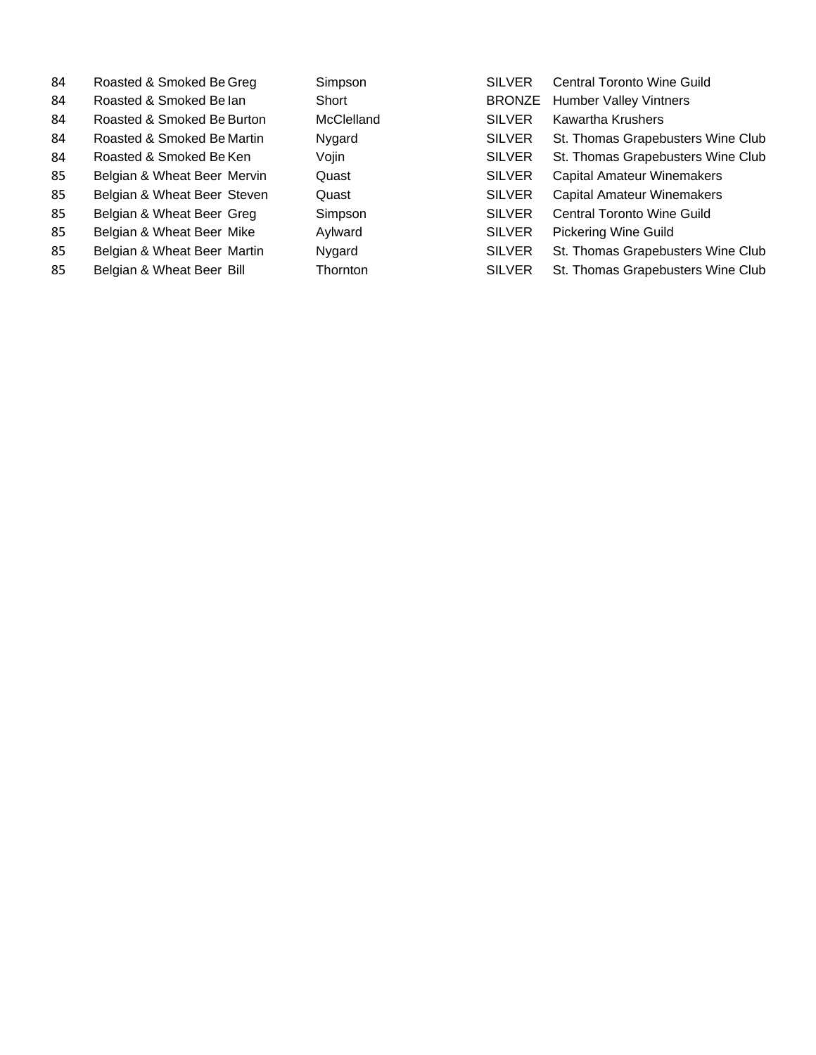| | | | | | |
|---|---|---|---|---|---|
| 84 | Roasted & Smoked Be | Greg | Simpson | SILVER | Central Toronto Wine Guild |
| 84 | Roasted & Smoked Be | Ian | Short | BRONZE | Humber Valley Vintners |
| 84 | Roasted & Smoked Be | Burton | McClelland | SILVER | Kawartha Krushers |
| 84 | Roasted & Smoked Be | Martin | Nygard | SILVER | St. Thomas Grapebusters Wine Club |
| 84 | Roasted & Smoked Be | Ken | Vojin | SILVER | St. Thomas Grapebusters Wine Club |
| 85 | Belgian & Wheat Beer | Mervin | Quast | SILVER | Capital Amateur Winemakers |
| 85 | Belgian & Wheat Beer | Steven | Quast | SILVER | Capital Amateur Winemakers |
| 85 | Belgian & Wheat Beer | Greg | Simpson | SILVER | Central Toronto Wine Guild |
| 85 | Belgian & Wheat Beer | Mike | Aylward | SILVER | Pickering Wine Guild |
| 85 | Belgian & Wheat Beer | Martin | Nygard | SILVER | St. Thomas Grapebusters Wine Club |
| 85 | Belgian & Wheat Beer | Bill | Thornton | SILVER | St. Thomas Grapebusters Wine Club |